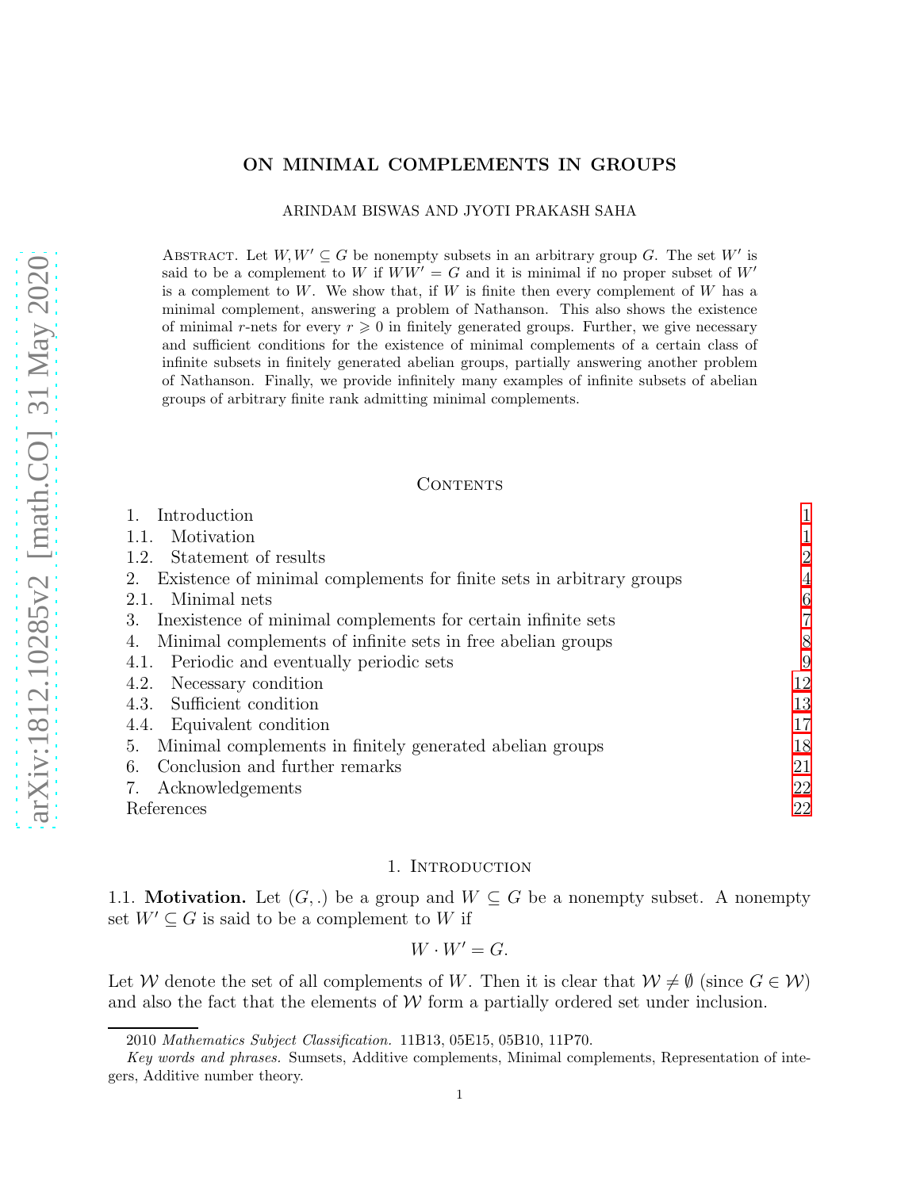# ON MINIMAL COMPLEMENTS IN GROUPS

ARINDAM BISWAS AND JYOTI PRAKASH SAHA

ABSTRACT. Let $W, W' \subseteq G$ be nonempty subsets in an arbitrary group $G$. The set $W'$ is said to be a complement to $W$ if $WW' = G$ and it is minimal if no proper subset of $W'$ is a complement to $W$. We show that, if $W$ is finite then every complement of $W$ has a minimal complement, answering a problem of Nathanson. This also shows the existence of minimal $r$-nets for every $r \geqslant 0$ in finitely generated groups. Further, we give necessary and sufficient conditions for the existence of minimal complements of a certain class of infinite subsets in finitely generated abelian groups, partially answering another problem of Nathanson. Finally, we provide infinitely many examples of infinite subsets of abelian groups of arbitrary finite rank admitting minimal complements.

## CONTENTS

1. Introduction — 1
1.1. Motivation — 1
1.2. Statement of results — 2
2. Existence of minimal complements for finite sets in arbitrary groups — 4
2.1. Minimal nets — 6
3. Inexistence of minimal complements for certain infinite sets — 7
4. Minimal complements of infinite sets in free abelian groups — 8
4.1. Periodic and eventually periodic sets — 9
4.2. Necessary condition — 12
4.3. Sufficient condition — 13
4.4. Equivalent condition — 17
5. Minimal complements in finitely generated abelian groups — 18
6. Conclusion and further remarks — 21
7. Acknowledgements — 22
References — 22

## 1. INTRODUCTION

1.1. **Motivation.** Let $(G, .)$ be a group and $W \subseteq G$ be a nonempty subset. A nonempty set $W' \subseteq G$ is said to be a complement to $W$ if

$$W \cdot W' = G.$$

Let $\mathcal{W}$ denote the set of all complements of $W$. Then it is clear that $\mathcal{W} \neq \emptyset$ (since $G \in \mathcal{W}$) and also the fact that the elements of $\mathcal{W}$ form a partially ordered set under inclusion.

2010 *Mathematics Subject Classification.* 11B13, 05E15, 05B10, 11P70.

*Key words and phrases.* Sumsets, Additive complements, Minimal complements, Representation of integers, Additive number theory.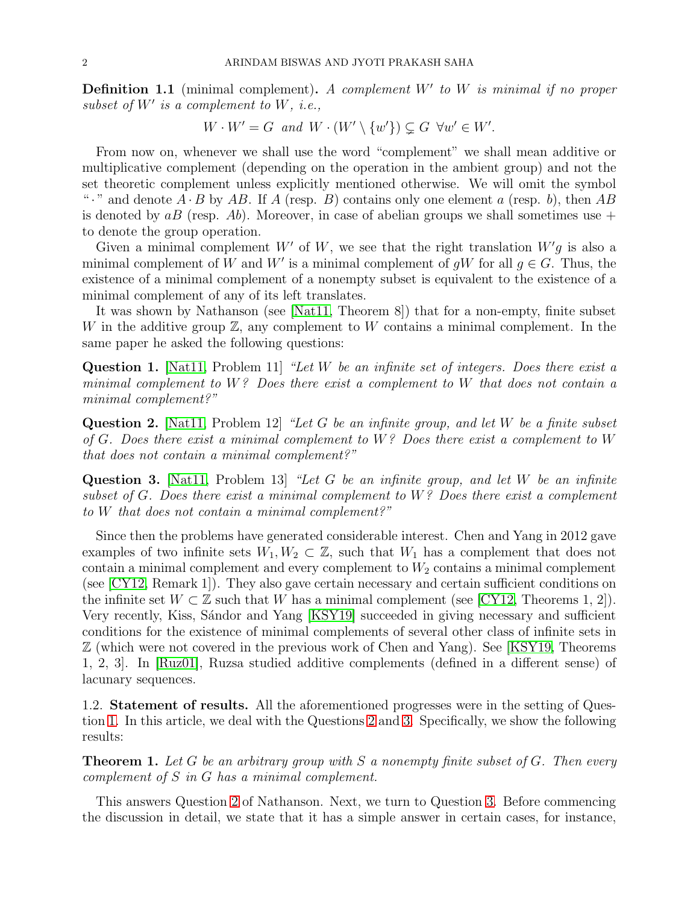**Definition 1.1** (minimal complement)**.** *A complement $W'$ to $W$ is minimal if no proper subset of $W'$ is a complement to $W$, i.e.,*

$$W \cdot W' = G \text{ and } W \cdot (W' \setminus \{w'\}) \subsetneq G \ \forall w' \in W'.$$

From now on, whenever we shall use the word "complement" we shall mean additive or multiplicative complement (depending on the operation in the ambient group) and not the set theoretic complement unless explicitly mentioned otherwise. We will omit the symbol "$\cdot$" and denote $A \cdot B$ by $AB$. If $A$ (resp. $B$) contains only one element $a$ (resp. $b$), then $AB$ is denoted by $aB$ (resp. $Ab$). Moreover, in case of abelian groups we shall sometimes use $+$ to denote the group operation.

Given a minimal complement $W'$ of $W$, we see that the right translation $W'g$ is also a minimal complement of $W$ and $W'$ is a minimal complement of $gW$ for all $g \in G$. Thus, the existence of a minimal complement of a nonempty subset is equivalent to the existence of a minimal complement of any of its left translates.

It was shown by Nathanson (see [Nat11, Theorem 8]) that for a non-empty, finite subset $W$ in the additive group $\mathbb{Z}$, any complement to $W$ contains a minimal complement. In the same paper he asked the following questions:

**Question 1.** [Nat11, Problem 11] *"Let $W$ be an infinite set of integers. Does there exist a minimal complement to $W$? Does there exist a complement to $W$ that does not contain a minimal complement?"*

**Question 2.** [Nat11, Problem 12] *"Let $G$ be an infinite group, and let $W$ be a finite subset of $G$. Does there exist a minimal complement to $W$? Does there exist a complement to $W$ that does not contain a minimal complement?"*

**Question 3.** [Nat11, Problem 13] *"Let $G$ be an infinite group, and let $W$ be an infinite subset of $G$. Does there exist a minimal complement to $W$? Does there exist a complement to $W$ that does not contain a minimal complement?"*

Since then the problems have generated considerable interest. Chen and Yang in 2012 gave examples of two infinite sets $W_1, W_2 \subset \mathbb{Z}$, such that $W_1$ has a complement that does not contain a minimal complement and every complement to $W_2$ contains a minimal complement (see [CY12, Remark 1]). They also gave certain necessary and certain sufficient conditions on the infinite set $W \subset \mathbb{Z}$ such that $W$ has a minimal complement (see [CY12, Theorems 1, 2]). Very recently, Kiss, Sándor and Yang [KSY19] succeeded in giving necessary and sufficient conditions for the existence of minimal complements of several other class of infinite sets in $\mathbb{Z}$ (which were not covered in the previous work of Chen and Yang). See [KSY19, Theorems 1, 2, 3]. In [Ruz01], Ruzsa studied additive complements (defined in a different sense) of lacunary sequences.

1.2. **Statement of results.** All the aforementioned progresses were in the setting of Question 1. In this article, we deal with the Questions 2 and 3. Specifically, we show the following results:

**Theorem 1.** *Let $G$ be an arbitrary group with $S$ a nonempty finite subset of $G$. Then every complement of $S$ in $G$ has a minimal complement.*

This answers Question 2 of Nathanson. Next, we turn to Question 3. Before commencing the discussion in detail, we state that it has a simple answer in certain cases, for instance,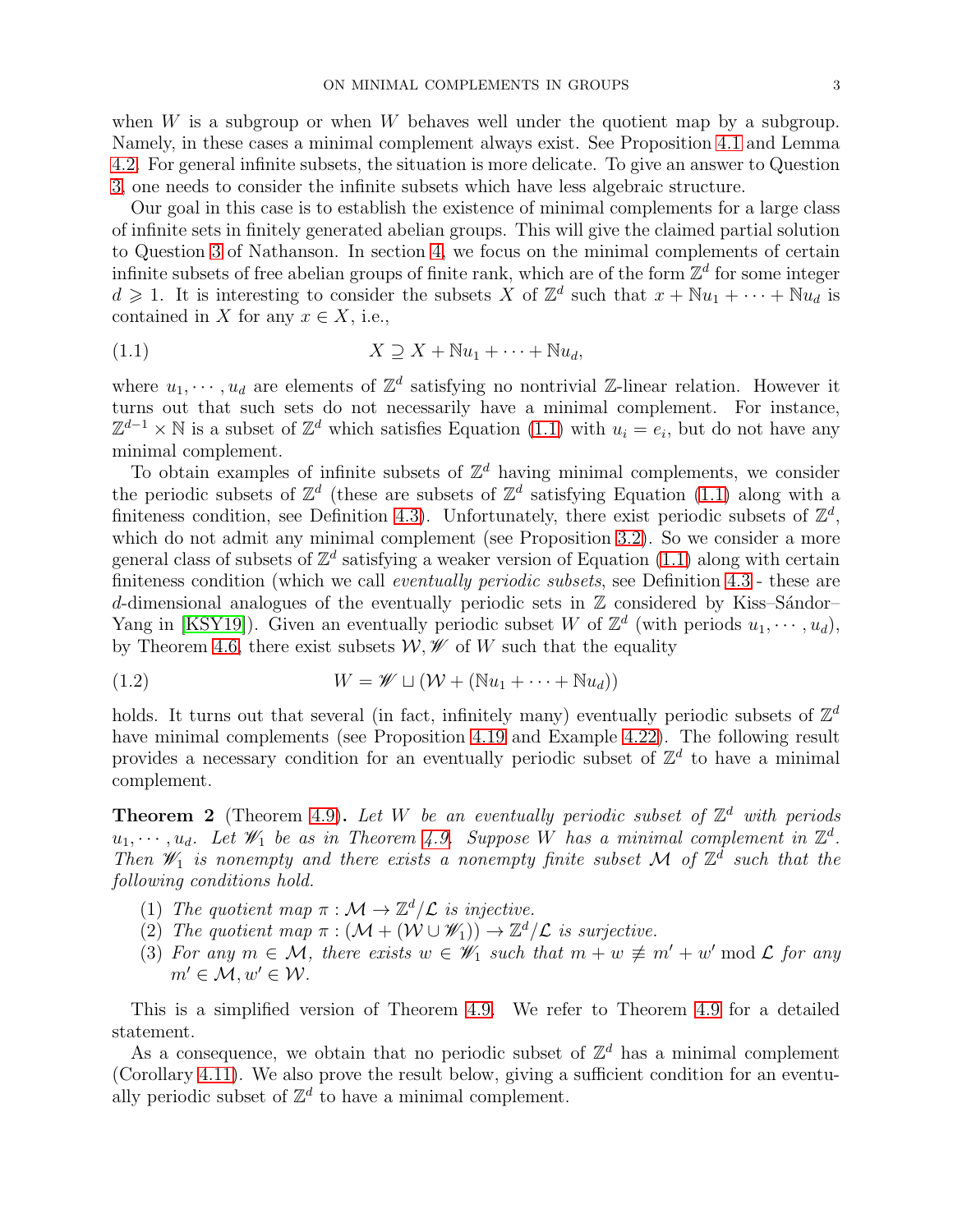when $W$ is a subgroup or when $W$ behaves well under the quotient map by a subgroup. Namely, in these cases a minimal complement always exist. See Proposition 4.1 and Lemma 4.2. For general infinite subsets, the situation is more delicate. To give an answer to Question 3, one needs to consider the infinite subsets which have less algebraic structure.

Our goal in this case is to establish the existence of minimal complements for a large class of infinite sets in finitely generated abelian groups. This will give the claimed partial solution to Question 3 of Nathanson. In section 4, we focus on the minimal complements of certain infinite subsets of free abelian groups of finite rank, which are of the form $\mathbb{Z}^d$ for some integer $d \geqslant 1$. It is interesting to consider the subsets $X$ of $\mathbb{Z}^d$ such that $x + \mathbb{N}u_1 + \cdots + \mathbb{N}u_d$ is contained in $X$ for any $x \in X$, i.e.,

$$X \supseteq X + \mathbb{N}u_1 + \cdots + \mathbb{N}u_d, \tag{1.1}$$

where $u_1, \cdots, u_d$ are elements of $\mathbb{Z}^d$ satisfying no nontrivial $\mathbb{Z}$-linear relation. However it turns out that such sets do not necessarily have a minimal complement. For instance, $\mathbb{Z}^{d-1} \times \mathbb{N}$ is a subset of $\mathbb{Z}^d$ which satisfies Equation (1.1) with $u_i = e_i$, but do not have any minimal complement.

To obtain examples of infinite subsets of $\mathbb{Z}^d$ having minimal complements, we consider the periodic subsets of $\mathbb{Z}^d$ (these are subsets of $\mathbb{Z}^d$ satisfying Equation (1.1) along with a finiteness condition, see Definition 4.3). Unfortunately, there exist periodic subsets of $\mathbb{Z}^d$, which do not admit any minimal complement (see Proposition 3.2). So we consider a more general class of subsets of $\mathbb{Z}^d$ satisfying a weaker version of Equation (1.1) along with certain finiteness condition (which we call *eventually periodic subsets*, see Definition 4.3 - these are $d$-dimensional analogues of the eventually periodic sets in $\mathbb{Z}$ considered by Kiss–Sándor–Yang in [KSY19]). Given an eventually periodic subset $W$ of $\mathbb{Z}^d$ (with periods $u_1, \cdots, u_d$), by Theorem 4.6, there exist subsets $\mathcal{W}, \mathscr{W}$ of $W$ such that the equality

$$W = \mathscr{W} \sqcup (\mathcal{W} + (\mathbb{N}u_1 + \cdots + \mathbb{N}u_d)) \tag{1.2}$$

holds. It turns out that several (in fact, infinitely many) eventually periodic subsets of $\mathbb{Z}^d$ have minimal complements (see Proposition 4.19 and Example 4.22). The following result provides a necessary condition for an eventually periodic subset of $\mathbb{Z}^d$ to have a minimal complement.

**Theorem 2** (Theorem 4.9)**.** *Let $W$ be an eventually periodic subset of $\mathbb{Z}^d$ with periods $u_1, \cdots, u_d$. Let $\mathscr{W}_1$ be as in Theorem 4.9. Suppose $W$ has a minimal complement in $\mathbb{Z}^d$. Then $\mathscr{W}_1$ is nonempty and there exists a nonempty finite subset $\mathcal{M}$ of $\mathbb{Z}^d$ such that the following conditions hold.*

1. *The quotient map $\pi : \mathcal{M} \to \mathbb{Z}^d/\mathcal{L}$ is injective.*
2. *The quotient map $\pi : (\mathcal{M} + (\mathcal{W} \cup \mathscr{W}_1)) \to \mathbb{Z}^d/\mathcal{L}$ is surjective.*
3. *For any $m \in \mathcal{M}$, there exists $w \in \mathscr{W}_1$ such that $m + w \not\equiv m' + w' \bmod \mathcal{L}$ for any $m' \in \mathcal{M}, w' \in \mathcal{W}$.*

This is a simplified version of Theorem 4.9. We refer to Theorem 4.9 for a detailed statement.

As a consequence, we obtain that no periodic subset of $\mathbb{Z}^d$ has a minimal complement (Corollary 4.11). We also prove the result below, giving a sufficient condition for an eventually periodic subset of $\mathbb{Z}^d$ to have a minimal complement.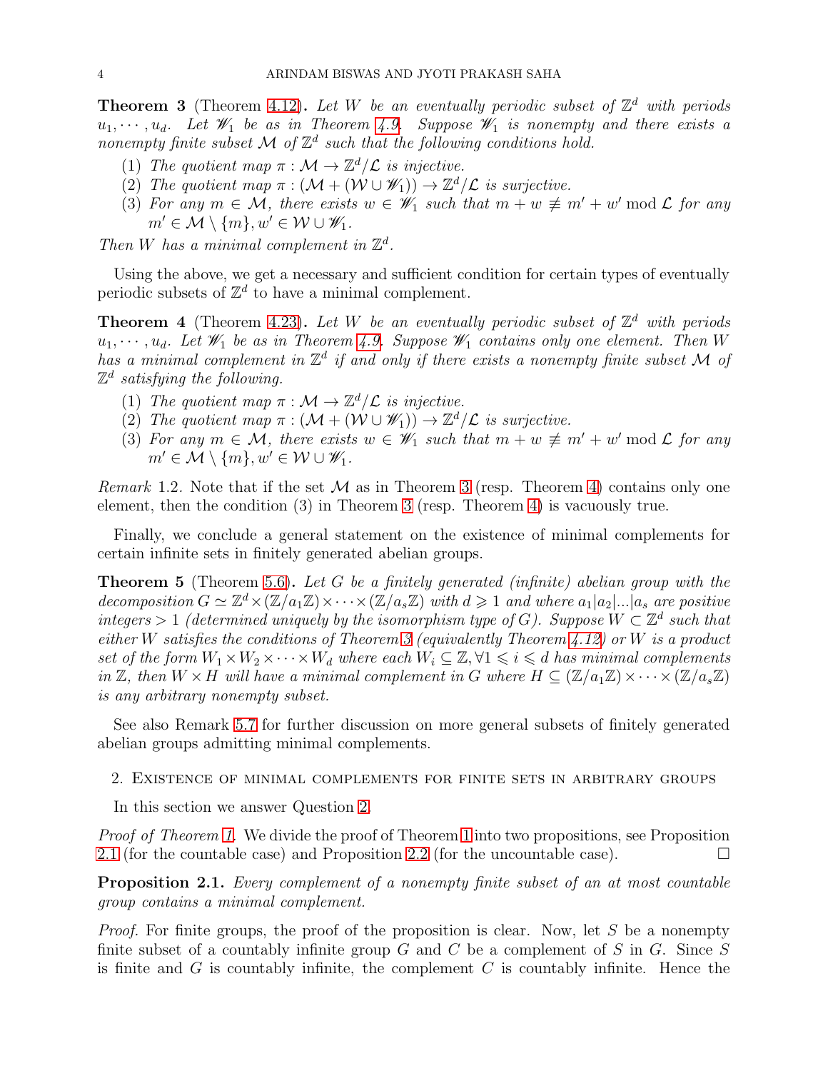**Theorem 3** (Theorem 4.12). *Let $W$ be an eventually periodic subset of $\mathbb{Z}^d$ with periods $u_1, \cdots, u_d$. Let $\mathscr{W}_1$ be as in Theorem 4.9. Suppose $\mathscr{W}_1$ is nonempty and there exists a nonempty finite subset $\mathcal{M}$ of $\mathbb{Z}^d$ such that the following conditions hold.*

1. *The quotient map $\pi : \mathcal{M} \to \mathbb{Z}^d/\mathcal{L}$ is injective.*
2. *The quotient map $\pi : (\mathcal{M} + (\mathcal{W} \cup \mathscr{W}_1)) \to \mathbb{Z}^d/\mathcal{L}$ is surjective.*
3. *For any $m \in \mathcal{M}$, there exists $w \in \mathscr{W}_1$ such that $m + w \not\equiv m' + w' \bmod \mathcal{L}$ for any $m' \in \mathcal{M} \setminus \{m\}, w' \in \mathcal{W} \cup \mathscr{W}_1$.*

*Then $W$ has a minimal complement in $\mathbb{Z}^d$.*

Using the above, we get a necessary and sufficient condition for certain types of eventually periodic subsets of $\mathbb{Z}^d$ to have a minimal complement.

**Theorem 4** (Theorem 4.23). *Let $W$ be an eventually periodic subset of $\mathbb{Z}^d$ with periods $u_1, \cdots, u_d$. Let $\mathscr{W}_1$ be as in Theorem 4.9. Suppose $\mathscr{W}_1$ contains only one element. Then $W$ has a minimal complement in $\mathbb{Z}^d$ if and only if there exists a nonempty finite subset $\mathcal{M}$ of $\mathbb{Z}^d$ satisfying the following.*

1. *The quotient map $\pi : \mathcal{M} \to \mathbb{Z}^d/\mathcal{L}$ is injective.*
2. *The quotient map $\pi : (\mathcal{M} + (\mathcal{W} \cup \mathscr{W}_1)) \to \mathbb{Z}^d/\mathcal{L}$ is surjective.*
3. *For any $m \in \mathcal{M}$, there exists $w \in \mathscr{W}_1$ such that $m + w \not\equiv m' + w' \bmod \mathcal{L}$ for any $m' \in \mathcal{M} \setminus \{m\}, w' \in \mathcal{W} \cup \mathscr{W}_1$.*

*Remark* 1.2. Note that if the set $\mathcal{M}$ as in Theorem 3 (resp. Theorem 4) contains only one element, then the condition (3) in Theorem 3 (resp. Theorem 4) is vacuously true.

Finally, we conclude a general statement on the existence of minimal complements for certain infinite sets in finitely generated abelian groups.

**Theorem 5** (Theorem 5.6). *Let $G$ be a finitely generated (infinite) abelian group with the decomposition $G \simeq \mathbb{Z}^d \times (\mathbb{Z}/a_1\mathbb{Z}) \times \cdots \times (\mathbb{Z}/a_s\mathbb{Z})$ with $d \geqslant 1$ and where $a_1|a_2|...|a_s$ are positive integers $> 1$ (determined uniquely by the isomorphism type of $G$). Suppose $W \subset \mathbb{Z}^d$ such that either $W$ satisfies the conditions of Theorem 3 (equivalently Theorem 4.12) or $W$ is a product set of the form $W_1 \times W_2 \times \cdots \times W_d$ where each $W_i \subseteq \mathbb{Z}, \forall 1 \leqslant i \leqslant d$ has minimal complements in $\mathbb{Z}$, then $W \times H$ will have a minimal complement in $G$ where $H \subseteq (\mathbb{Z}/a_1\mathbb{Z}) \times \cdots \times (\mathbb{Z}/a_s\mathbb{Z})$ is any arbitrary nonempty subset.*

See also Remark 5.7 for further discussion on more general subsets of finitely generated abelian groups admitting minimal complements.

## 2. Existence of minimal complements for finite sets in arbitrary groups

In this section we answer Question 2.

*Proof of Theorem 1.* We divide the proof of Theorem 1 into two propositions, see Proposition 2.1 (for the countable case) and Proposition 2.2 (for the uncountable case). □

**Proposition 2.1.** *Every complement of a nonempty finite subset of an at most countable group contains a minimal complement.*

*Proof.* For finite groups, the proof of the proposition is clear. Now, let $S$ be a nonempty finite subset of a countably infinite group $G$ and $C$ be a complement of $S$ in $G$. Since $S$ is finite and $G$ is countably infinite, the complement $C$ is countably infinite. Hence the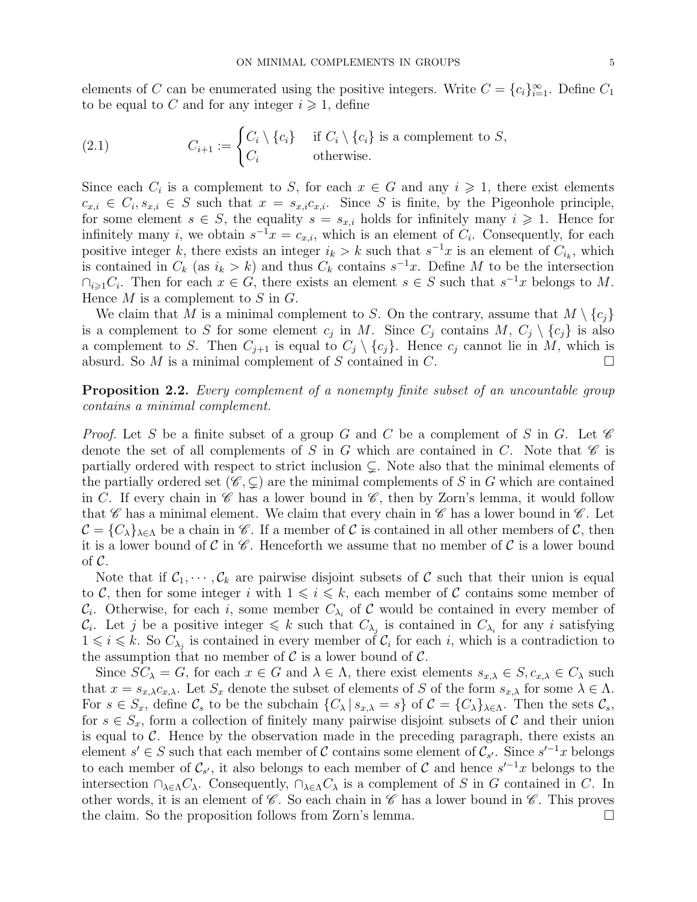elements of $C$ can be enumerated using the positive integers. Write $C = \{c_i\}_{i=1}^{\infty}$. Define $C_1$ to be equal to $C$ and for any integer $i \geqslant 1$, define

$$C_{i+1} := \begin{cases} C_i \setminus \{c_i\} & \text{if } C_i \setminus \{c_i\} \text{ is a complement to } S, \\ C_i & \text{otherwise.} \end{cases} \tag{2.1}$$

Since each $C_i$ is a complement to $S$, for each $x \in G$ and any $i \geqslant 1$, there exist elements $c_{x,i} \in C_i, s_{x,i} \in S$ such that $x = s_{x,i}c_{x,i}$. Since $S$ is finite, by the Pigeonhole principle, for some element $s \in S$, the equality $s = s_{x,i}$ holds for infinitely many $i \geqslant 1$. Hence for infinitely many $i$, we obtain $s^{-1}x = c_{x,i}$, which is an element of $C_i$. Consequently, for each positive integer $k$, there exists an integer $i_k > k$ such that $s^{-1}x$ is an element of $C_{i_k}$, which is contained in $C_k$ (as $i_k > k$) and thus $C_k$ contains $s^{-1}x$. Define $M$ to be the intersection $\cap_{i \geqslant 1} C_i$. Then for each $x \in G$, there exists an element $s \in S$ such that $s^{-1}x$ belongs to $M$. Hence $M$ is a complement to $S$ in $G$.

We claim that $M$ is a minimal complement to $S$. On the contrary, assume that $M \setminus \{c_j\}$ is a complement to $S$ for some element $c_j$ in $M$. Since $C_j$ contains $M$, $C_j \setminus \{c_j\}$ is also a complement to $S$. Then $C_{j+1}$ is equal to $C_j \setminus \{c_j\}$. Hence $c_j$ cannot lie in $M$, which is absurd. So $M$ is a minimal complement of $S$ contained in $C$. □

**Proposition 2.2.** *Every complement of a nonempty finite subset of an uncountable group contains a minimal complement.*

*Proof.* Let $S$ be a finite subset of a group $G$ and $C$ be a complement of $S$ in $G$. Let $\mathscr{C}$ denote the set of all complements of $S$ in $G$ which are contained in $C$. Note that $\mathscr{C}$ is partially ordered with respect to strict inclusion $\subsetneq$. Note also that the minimal elements of the partially ordered set $(\mathscr{C}, \subsetneq)$ are the minimal complements of $S$ in $G$ which are contained in $C$. If every chain in $\mathscr{C}$ has a lower bound in $\mathscr{C}$, then by Zorn's lemma, it would follow that $\mathscr{C}$ has a minimal element. We claim that every chain in $\mathscr{C}$ has a lower bound in $\mathscr{C}$. Let $\mathcal{C} = \{C_\lambda\}_{\lambda \in \Lambda}$ be a chain in $\mathscr{C}$. If a member of $\mathcal{C}$ is contained in all other members of $\mathcal{C}$, then it is a lower bound of $\mathcal{C}$ in $\mathscr{C}$. Henceforth we assume that no member of $\mathcal{C}$ is a lower bound of $\mathcal{C}$.

Note that if $\mathcal{C}_1, \cdots, \mathcal{C}_k$ are pairwise disjoint subsets of $\mathcal{C}$ such that their union is equal to $\mathcal{C}$, then for some integer $i$ with $1 \leqslant i \leqslant k$, each member of $\mathcal{C}$ contains some member of $\mathcal{C}_i$. Otherwise, for each $i$, some member $C_{\lambda_i}$ of $\mathcal{C}$ would be contained in every member of $\mathcal{C}_i$. Let $j$ be a positive integer $\leqslant k$ such that $C_{\lambda_j}$ is contained in $C_{\lambda_i}$ for any $i$ satisfying $1 \leqslant i \leqslant k$. So $C_{\lambda_j}$ is contained in every member of $\mathcal{C}_i$ for each $i$, which is a contradiction to the assumption that no member of $\mathcal{C}$ is a lower bound of $\mathcal{C}$.

Since $SC_\lambda = G$, for each $x \in G$ and $\lambda \in \Lambda$, there exist elements $s_{x,\lambda} \in S, c_{x,\lambda} \in C_\lambda$ such that $x = s_{x,\lambda}c_{x,\lambda}$. Let $S_x$ denote the subset of elements of $S$ of the form $s_{x,\lambda}$ for some $\lambda \in \Lambda$. For $s \in S_x$, define $\mathcal{C}_s$ to be the subchain $\{C_\lambda \mid s_{x,\lambda} = s\}$ of $\mathcal{C} = \{C_\lambda\}_{\lambda \in \Lambda}$. Then the sets $\mathcal{C}_s$, for $s \in S_x$, form a collection of finitely many pairwise disjoint subsets of $\mathcal{C}$ and their union is equal to $\mathcal{C}$. Hence by the observation made in the preceding paragraph, there exists an element $s' \in S$ such that each member of $\mathcal{C}$ contains some element of $\mathcal{C}_{s'}$. Since $s'^{-1}x$ belongs to each member of $\mathcal{C}_{s'}$, it also belongs to each member of $\mathcal{C}$ and hence $s'^{-1}x$ belongs to the intersection $\cap_{\lambda \in \Lambda} C_\lambda$. Consequently, $\cap_{\lambda \in \Lambda} C_\lambda$ is a complement of $S$ in $G$ contained in $C$. In other words, it is an element of $\mathscr{C}$. So each chain in $\mathscr{C}$ has a lower bound in $\mathscr{C}$. This proves the claim. So the proposition follows from Zorn's lemma. □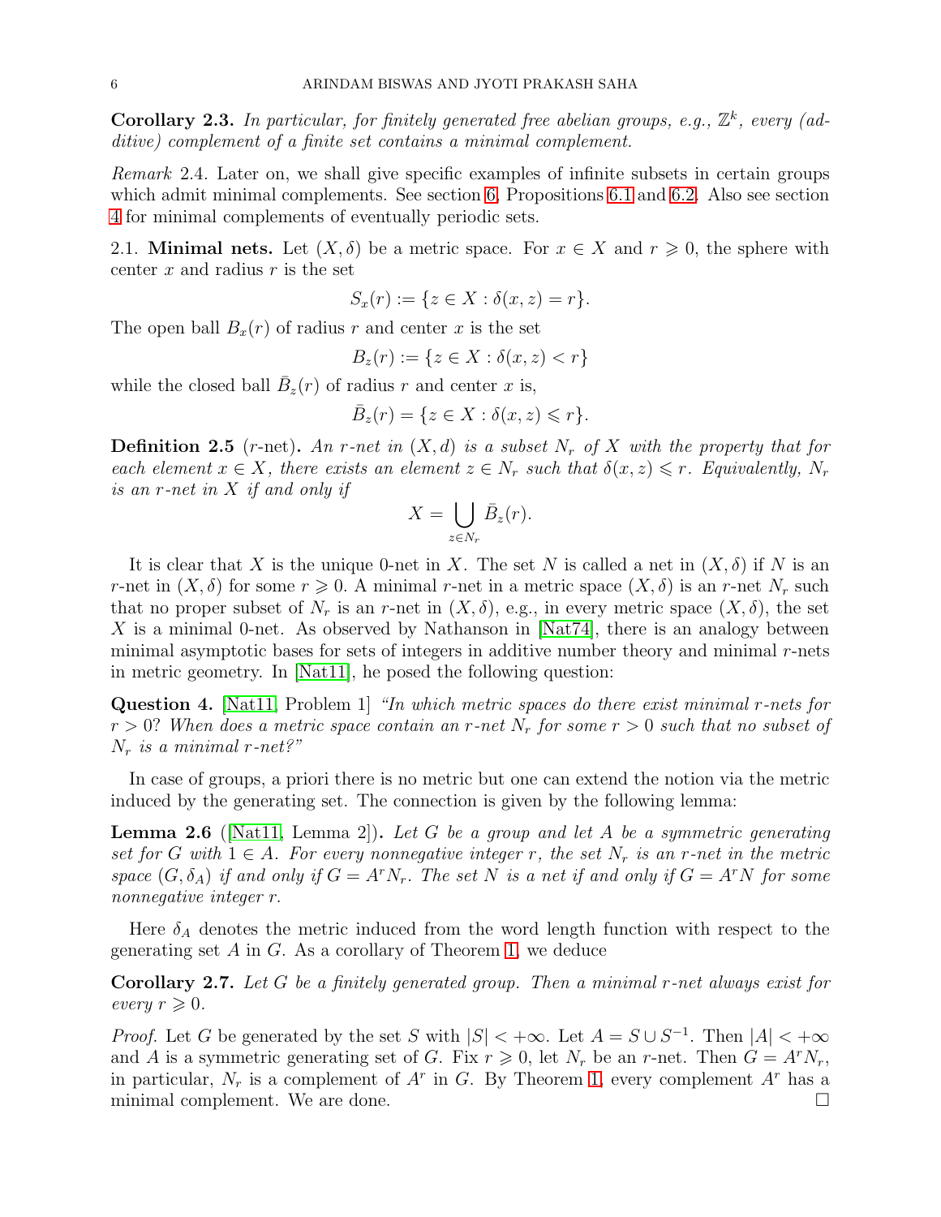**Corollary 2.3.** *In particular, for finitely generated free abelian groups, e.g., $\mathbb{Z}^k$, every (additive) complement of a finite set contains a minimal complement.*

*Remark* 2.4. Later on, we shall give specific examples of infinite subsets in certain groups which admit minimal complements. See section 6, Propositions 6.1 and 6.2. Also see section 4 for minimal complements of eventually periodic sets.

2.1. **Minimal nets.** Let $(X, \delta)$ be a metric space. For $x \in X$ and $r \geqslant 0$, the sphere with center $x$ and radius $r$ is the set

$$S_x(r) := \{z \in X : \delta(x, z) = r\}.$$

The open ball $B_x(r)$ of radius $r$ and center $x$ is the set

$$B_z(r) := \{z \in X : \delta(x, z) < r\}$$

while the closed ball $\bar{B}_z(r)$ of radius $r$ and center $x$ is,

$$\bar{B}_z(r) = \{z \in X : \delta(x, z) \leqslant r\}.$$

**Definition 2.5** ($r$-net)**.** *An $r$-net in $(X, d)$ is a subset $N_r$ of $X$ with the property that for each element $x \in X$, there exists an element $z \in N_r$ such that $\delta(x, z) \leqslant r$. Equivalently, $N_r$ is an $r$-net in $X$ if and only if*

$$X = \bigcup_{z \in N_r} \bar{B}_z(r).$$

It is clear that $X$ is the unique 0-net in $X$. The set $N$ is called a net in $(X, \delta)$ if $N$ is an $r$-net in $(X, \delta)$ for some $r \geqslant 0$. A minimal $r$-net in a metric space $(X, \delta)$ is an $r$-net $N_r$ such that no proper subset of $N_r$ is an $r$-net in $(X, \delta)$, e.g., in every metric space $(X, \delta)$, the set $X$ is a minimal 0-net. As observed by Nathanson in [Nat74], there is an analogy between minimal asymptotic bases for sets of integers in additive number theory and minimal $r$-nets in metric geometry. In [Nat11], he posed the following question:

**Question 4.** [Nat11, Problem 1] *"In which metric spaces do there exist minimal $r$-nets for $r > 0$? When does a metric space contain an $r$-net $N_r$ for some $r > 0$ such that no subset of $N_r$ is a minimal $r$-net?"*

In case of groups, a priori there is no metric but one can extend the notion via the metric induced by the generating set. The connection is given by the following lemma:

**Lemma 2.6** ([Nat11, Lemma 2])**.** *Let $G$ be a group and let $A$ be a symmetric generating set for $G$ with $1 \in A$. For every nonnegative integer $r$, the set $N_r$ is an $r$-net in the metric space $(G, \delta_A)$ if and only if $G = A^r N_r$. The set $N$ is a net if and only if $G = A^r N$ for some nonnegative integer $r$.*

Here $\delta_A$ denotes the metric induced from the word length function with respect to the generating set $A$ in $G$. As a corollary of Theorem 1, we deduce

**Corollary 2.7.** *Let $G$ be a finitely generated group. Then a minimal $r$-net always exist for every $r \geqslant 0$.*

*Proof.* Let $G$ be generated by the set $S$ with $|S| < +\infty$. Let $A = S \cup S^{-1}$. Then $|A| < +\infty$ and $A$ is a symmetric generating set of $G$. Fix $r \geqslant 0$, let $N_r$ be an $r$-net. Then $G = A^r N_r$, in particular, $N_r$ is a complement of $A^r$ in $G$. By Theorem 1, every complement $A^r$ has a minimal complement. We are done. $\square$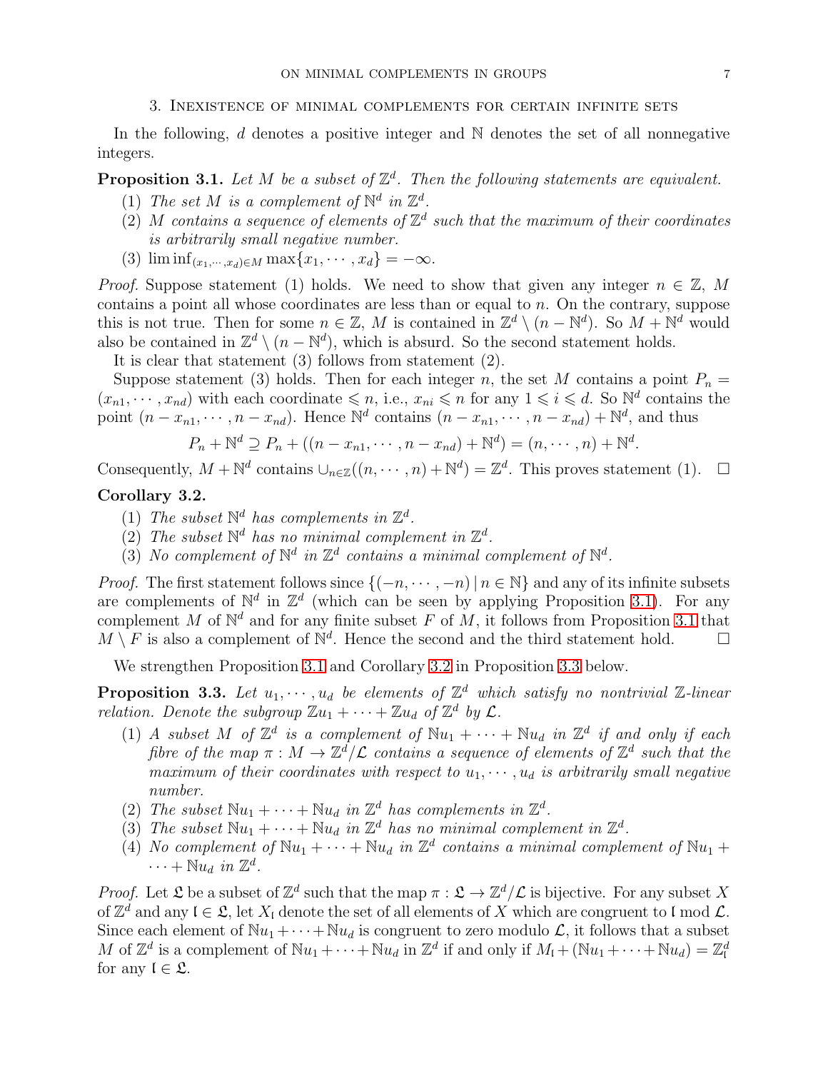## 3. Inexistence of minimal complements for certain infinite sets

In the following, $d$ denotes a positive integer and $\mathbb{N}$ denotes the set of all nonnegative integers.

**Proposition 3.1.** *Let $M$ be a subset of $\mathbb{Z}^d$. Then the following statements are equivalent.*

1. *The set $M$ is a complement of $\mathbb{N}^d$ in $\mathbb{Z}^d$.*
2. *$M$ contains a sequence of elements of $\mathbb{Z}^d$ such that the maximum of their coordinates is arbitrarily small negative number.*
3. $\liminf_{(x_1,\cdots,x_d)\in M} \max\{x_1, \cdots, x_d\} = -\infty$.

*Proof.* Suppose statement (1) holds. We need to show that given any integer $n \in \mathbb{Z}$, $M$ contains a point all whose coordinates are less than or equal to $n$. On the contrary, suppose this is not true. Then for some $n \in \mathbb{Z}$, $M$ is contained in $\mathbb{Z}^d \setminus (n - \mathbb{N}^d)$. So $M + \mathbb{N}^d$ would also be contained in $\mathbb{Z}^d \setminus (n - \mathbb{N}^d)$, which is absurd. So the second statement holds.

It is clear that statement (3) follows from statement (2).

Suppose statement (3) holds. Then for each integer $n$, the set $M$ contains a point $P_n = (x_{n1}, \cdots, x_{nd})$ with each coordinate $\leqslant n$, i.e., $x_{ni} \leqslant n$ for any $1 \leqslant i \leqslant d$. So $\mathbb{N}^d$ contains the point $(n - x_{n1}, \cdots, n - x_{nd})$. Hence $\mathbb{N}^d$ contains $(n - x_{n1}, \cdots, n - x_{nd}) + \mathbb{N}^d$, and thus

$$P_n + \mathbb{N}^d \supseteq P_n + ((n - x_{n1}, \cdots, n - x_{nd}) + \mathbb{N}^d) = (n, \cdots, n) + \mathbb{N}^d.$$

Consequently, $M + \mathbb{N}^d$ contains $\cup_{n\in\mathbb{Z}}((n, \cdots, n) + \mathbb{N}^d) = \mathbb{Z}^d$. This proves statement (1). $\square$

**Corollary 3.2.**

1. *The subset $\mathbb{N}^d$ has complements in $\mathbb{Z}^d$.*
2. *The subset $\mathbb{N}^d$ has no minimal complement in $\mathbb{Z}^d$.*
3. *No complement of $\mathbb{N}^d$ in $\mathbb{Z}^d$ contains a minimal complement of $\mathbb{N}^d$.*

*Proof.* The first statement follows since $\{(-n, \cdots, -n) \,|\, n \in \mathbb{N}\}$ and any of its infinite subsets are complements of $\mathbb{N}^d$ in $\mathbb{Z}^d$ (which can be seen by applying Proposition 3.1). For any complement $M$ of $\mathbb{N}^d$ and for any finite subset $F$ of $M$, it follows from Proposition 3.1 that $M \setminus F$ is also a complement of $\mathbb{N}^d$. Hence the second and the third statement hold. $\square$

We strengthen Proposition 3.1 and Corollary 3.2 in Proposition 3.3 below.

**Proposition 3.3.** *Let $u_1, \cdots, u_d$ be elements of $\mathbb{Z}^d$ which satisfy no nontrivial $\mathbb{Z}$-linear relation. Denote the subgroup $\mathbb{Z}u_1 + \cdots + \mathbb{Z}u_d$ of $\mathbb{Z}^d$ by $\mathcal{L}$.*

1. *A subset $M$ of $\mathbb{Z}^d$ is a complement of $\mathbb{N}u_1 + \cdots + \mathbb{N}u_d$ in $\mathbb{Z}^d$ if and only if each fibre of the map $\pi : M \to \mathbb{Z}^d/\mathcal{L}$ contains a sequence of elements of $\mathbb{Z}^d$ such that the maximum of their coordinates with respect to $u_1, \cdots, u_d$ is arbitrarily small negative number.*
2. *The subset $\mathbb{N}u_1 + \cdots + \mathbb{N}u_d$ in $\mathbb{Z}^d$ has complements in $\mathbb{Z}^d$.*
3. *The subset $\mathbb{N}u_1 + \cdots + \mathbb{N}u_d$ in $\mathbb{Z}^d$ has no minimal complement in $\mathbb{Z}^d$.*
4. *No complement of $\mathbb{N}u_1 + \cdots + \mathbb{N}u_d$ in $\mathbb{Z}^d$ contains a minimal complement of $\mathbb{N}u_1 + \cdots + \mathbb{N}u_d$ in $\mathbb{Z}^d$.*

*Proof.* Let $\mathfrak{L}$ be a subset of $\mathbb{Z}^d$ such that the map $\pi : \mathfrak{L} \to \mathbb{Z}^d/\mathcal{L}$ is bijective. For any subset $X$ of $\mathbb{Z}^d$ and any $\mathfrak{l} \in \mathfrak{L}$, let $X_\mathfrak{l}$ denote the set of all elements of $X$ which are congruent to $\mathfrak{l}$ mod $\mathcal{L}$. Since each element of $\mathbb{N}u_1 + \cdots + \mathbb{N}u_d$ is congruent to zero modulo $\mathcal{L}$, it follows that a subset $M$ of $\mathbb{Z}^d$ is a complement of $\mathbb{N}u_1 + \cdots + \mathbb{N}u_d$ in $\mathbb{Z}^d$ if and only if $M_\mathfrak{l} + (\mathbb{N}u_1 + \cdots + \mathbb{N}u_d) = \mathbb{Z}^d_\mathfrak{l}$ for any $\mathfrak{l} \in \mathfrak{L}$.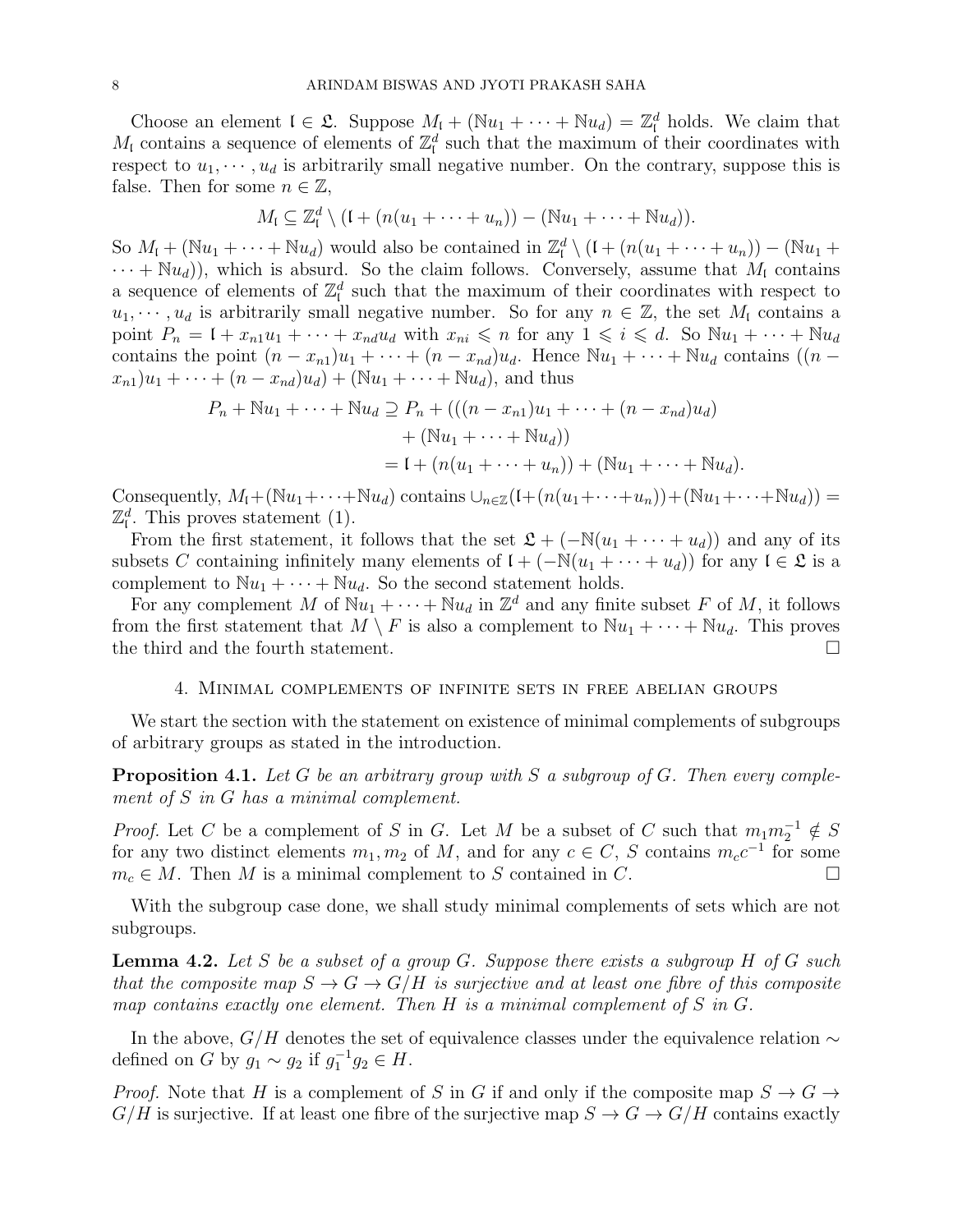Choose an element $\mathfrak{l} \in \mathfrak{L}$. Suppose $M_\mathfrak{l} + (\mathbb{N}u_1 + \cdots + \mathbb{N}u_d) = \mathbb{Z}^d_\mathfrak{l}$ holds. We claim that $M_\mathfrak{l}$ contains a sequence of elements of $\mathbb{Z}^d_\mathfrak{l}$ such that the maximum of their coordinates with respect to $u_1, \cdots, u_d$ is arbitrarily small negative number. On the contrary, suppose this is false. Then for some $n \in \mathbb{Z}$,

$$M_\mathfrak{l} \subseteq \mathbb{Z}^d_\mathfrak{l} \setminus (\mathfrak{l} + (n(u_1 + \cdots + u_n)) - (\mathbb{N}u_1 + \cdots + \mathbb{N}u_d)).$$

So $M_\mathfrak{l} + (\mathbb{N}u_1 + \cdots + \mathbb{N}u_d)$ would also be contained in $\mathbb{Z}^d_\mathfrak{l} \setminus (\mathfrak{l} + (n(u_1 + \cdots + u_n)) - (\mathbb{N}u_1 + \cdots + \mathbb{N}u_d))$, which is absurd. So the claim follows. Conversely, assume that $M_\mathfrak{l}$ contains a sequence of elements of $\mathbb{Z}^d_\mathfrak{l}$ such that the maximum of their coordinates with respect to $u_1, \cdots, u_d$ is arbitrarily small negative number. So for any $n \in \mathbb{Z}$, the set $M_\mathfrak{l}$ contains a point $P_n = \mathfrak{l} + x_{n1}u_1 + \cdots + x_{nd}u_d$ with $x_{ni} \leqslant n$ for any $1 \leqslant i \leqslant d$. So $\mathbb{N}u_1 + \cdots + \mathbb{N}u_d$ contains the point $(n - x_{n1})u_1 + \cdots + (n - x_{nd})u_d$. Hence $\mathbb{N}u_1 + \cdots + \mathbb{N}u_d$ contains $((n - x_{n1})u_1 + \cdots + (n - x_{nd})u_d) + (\mathbb{N}u_1 + \cdots + \mathbb{N}u_d)$, and thus

$$\begin{aligned} P_n + \mathbb{N}u_1 + \cdots + \mathbb{N}u_d &\supseteq P_n + (((n - x_{n1})u_1 + \cdots + (n - x_{nd})u_d) \\ &\quad + (\mathbb{N}u_1 + \cdots + \mathbb{N}u_d)) \\ &= \mathfrak{l} + (n(u_1 + \cdots + u_n)) + (\mathbb{N}u_1 + \cdots + \mathbb{N}u_d). \end{aligned}$$

Consequently, $M_\mathfrak{l} + (\mathbb{N}u_1 + \cdots + \mathbb{N}u_d)$ contains $\cup_{n \in \mathbb{Z}} (\mathfrak{l} + (n(u_1 + \cdots + u_n)) + (\mathbb{N}u_1 + \cdots + \mathbb{N}u_d)) = \mathbb{Z}^d_\mathfrak{l}$. This proves statement (1).

From the first statement, it follows that the set $\mathfrak{L} + (-\mathbb{N}(u_1 + \cdots + u_d))$ and any of its subsets $C$ containing infinitely many elements of $\mathfrak{l} + (-\mathbb{N}(u_1 + \cdots + u_d))$ for any $\mathfrak{l} \in \mathfrak{L}$ is a complement to $\mathbb{N}u_1 + \cdots + \mathbb{N}u_d$. So the second statement holds.

For any complement $M$ of $\mathbb{N}u_1 + \cdots + \mathbb{N}u_d$ in $\mathbb{Z}^d$ and any finite subset $F$ of $M$, it follows from the first statement that $M \setminus F$ is also a complement to $\mathbb{N}u_1 + \cdots + \mathbb{N}u_d$. This proves the third and the fourth statement. $\square$

## 4. Minimal complements of infinite sets in free abelian groups

We start the section with the statement on existence of minimal complements of subgroups of arbitrary groups as stated in the introduction.

**Proposition 4.1.** *Let $G$ be an arbitrary group with $S$ a subgroup of $G$. Then every complement of $S$ in $G$ has a minimal complement.*

*Proof.* Let $C$ be a complement of $S$ in $G$. Let $M$ be a subset of $C$ such that $m_1 m_2^{-1} \notin S$ for any two distinct elements $m_1, m_2$ of $M$, and for any $c \in C$, $S$ contains $m_c c^{-1}$ for some $m_c \in M$. Then $M$ is a minimal complement to $S$ contained in $C$. $\square$

With the subgroup case done, we shall study minimal complements of sets which are not subgroups.

**Lemma 4.2.** *Let $S$ be a subset of a group $G$. Suppose there exists a subgroup $H$ of $G$ such that the composite map $S \to G \to G/H$ is surjective and at least one fibre of this composite map contains exactly one element. Then $H$ is a minimal complement of $S$ in $G$.*

In the above, $G/H$ denotes the set of equivalence classes under the equivalence relation $\sim$ defined on $G$ by $g_1 \sim g_2$ if $g_1^{-1} g_2 \in H$.

*Proof.* Note that $H$ is a complement of $S$ in $G$ if and only if the composite map $S \to G \to G/H$ is surjective. If at least one fibre of the surjective map $S \to G \to G/H$ contains exactly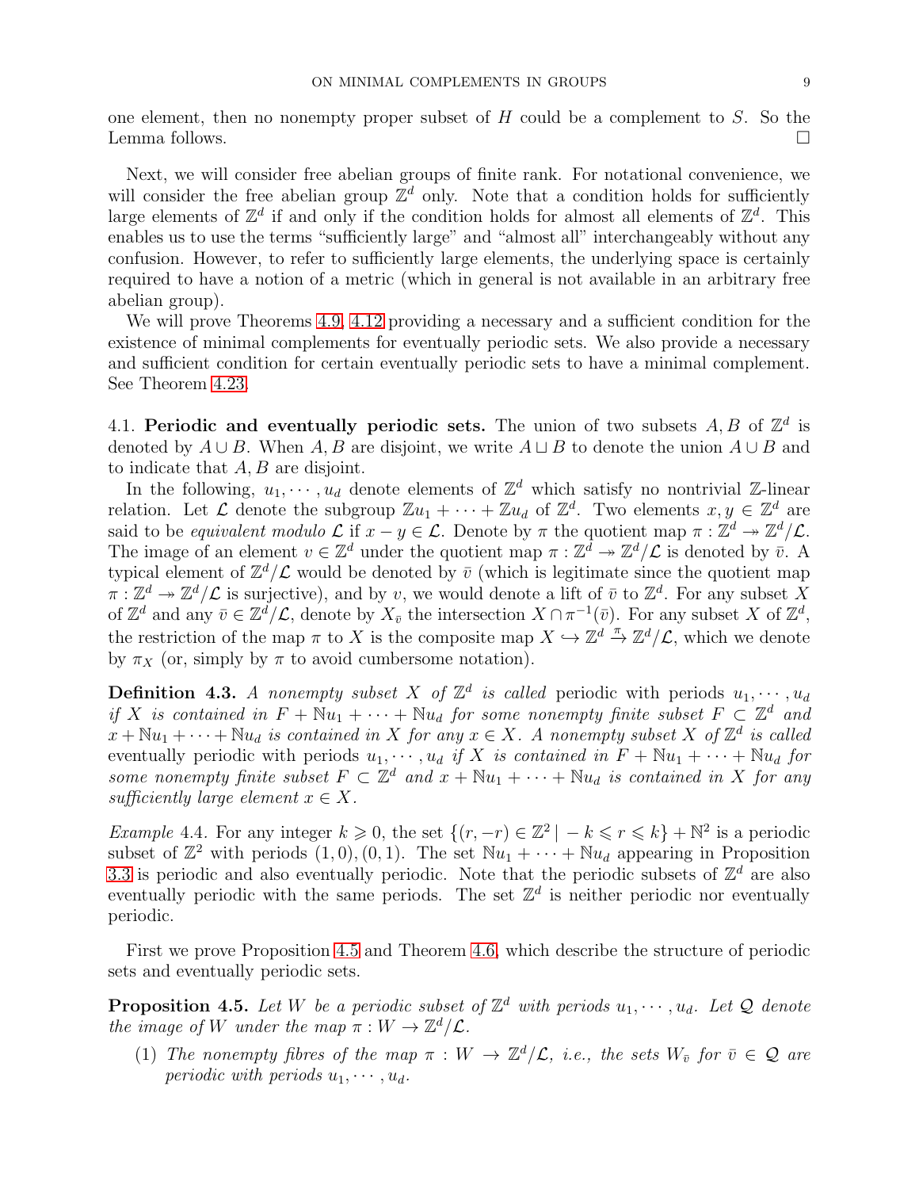one element, then no nonempty proper subset of $H$ could be a complement to $S$. So the Lemma follows. $\square$

Next, we will consider free abelian groups of finite rank. For notational convenience, we will consider the free abelian group $\mathbb{Z}^d$ only. Note that a condition holds for sufficiently large elements of $\mathbb{Z}^d$ if and only if the condition holds for almost all elements of $\mathbb{Z}^d$. This enables us to use the terms "sufficiently large" and "almost all" interchangeably without any confusion. However, to refer to sufficiently large elements, the underlying space is certainly required to have a notion of a metric (which in general is not available in an arbitrary free abelian group).

We will prove Theorems 4.9, 4.12 providing a necessary and a sufficient condition for the existence of minimal complements for eventually periodic sets. We also provide a necessary and sufficient condition for certain eventually periodic sets to have a minimal complement. See Theorem 4.23.

4.1. **Periodic and eventually periodic sets.** The union of two subsets $A, B$ of $\mathbb{Z}^d$ is denoted by $A \cup B$. When $A, B$ are disjoint, we write $A \sqcup B$ to denote the union $A \cup B$ and to indicate that $A, B$ are disjoint.

In the following, $u_1, \cdots, u_d$ denote elements of $\mathbb{Z}^d$ which satisfy no nontrivial $\mathbb{Z}$-linear relation. Let $\mathcal{L}$ denote the subgroup $\mathbb{Z}u_1 + \cdots + \mathbb{Z}u_d$ of $\mathbb{Z}^d$. Two elements $x, y \in \mathbb{Z}^d$ are said to be *equivalent modulo* $\mathcal{L}$ if $x - y \in \mathcal{L}$. Denote by $\pi$ the quotient map $\pi : \mathbb{Z}^d \twoheadrightarrow \mathbb{Z}^d/\mathcal{L}$. The image of an element $v \in \mathbb{Z}^d$ under the quotient map $\pi : \mathbb{Z}^d \twoheadrightarrow \mathbb{Z}^d/\mathcal{L}$ is denoted by $\bar{v}$. A typical element of $\mathbb{Z}^d/\mathcal{L}$ would be denoted by $\bar{v}$ (which is legitimate since the quotient map $\pi : \mathbb{Z}^d \twoheadrightarrow \mathbb{Z}^d/\mathcal{L}$ is surjective), and by $v$, we would denote a lift of $\bar{v}$ to $\mathbb{Z}^d$. For any subset $X$ of $\mathbb{Z}^d$ and any $\bar{v} \in \mathbb{Z}^d/\mathcal{L}$, denote by $X_{\bar{v}}$ the intersection $X \cap \pi^{-1}(\bar{v})$. For any subset $X$ of $\mathbb{Z}^d$, the restriction of the map $\pi$ to $X$ is the composite map $X \hookrightarrow \mathbb{Z}^d \xrightarrow{\pi} \mathbb{Z}^d/\mathcal{L}$, which we denote by $\pi_X$ (or, simply by $\pi$ to avoid cumbersome notation).

**Definition 4.3.** *A nonempty subset $X$ of $\mathbb{Z}^d$ is called* periodic with periods $u_1, \cdots, u_d$ *if $X$ is contained in $F + \mathbb{N}u_1 + \cdots + \mathbb{N}u_d$ for some nonempty finite subset $F \subset \mathbb{Z}^d$ and $x + \mathbb{N}u_1 + \cdots + \mathbb{N}u_d$ is contained in $X$ for any $x \in X$. A nonempty subset $X$ of $\mathbb{Z}^d$ is called* eventually periodic with periods $u_1, \cdots, u_d$ *if $X$ is contained in $F + \mathbb{N}u_1 + \cdots + \mathbb{N}u_d$ for some nonempty finite subset $F \subset \mathbb{Z}^d$ and $x + \mathbb{N}u_1 + \cdots + \mathbb{N}u_d$ is contained in $X$ for any sufficiently large element $x \in X$.*

*Example* 4.4. For any integer $k \geqslant 0$, the set $\{(r, -r) \in \mathbb{Z}^2 \mid -k \leqslant r \leqslant k\} + \mathbb{N}^2$ is a periodic subset of $\mathbb{Z}^2$ with periods $(1, 0), (0, 1)$. The set $\mathbb{N}u_1 + \cdots + \mathbb{N}u_d$ appearing in Proposition 3.3 is periodic and also eventually periodic. Note that the periodic subsets of $\mathbb{Z}^d$ are also eventually periodic with the same periods. The set $\mathbb{Z}^d$ is neither periodic nor eventually periodic.

First we prove Proposition 4.5 and Theorem 4.6, which describe the structure of periodic sets and eventually periodic sets.

**Proposition 4.5.** *Let $W$ be a periodic subset of $\mathbb{Z}^d$ with periods $u_1, \cdots, u_d$. Let $\mathcal{Q}$ denote the image of $W$ under the map $\pi : W \to \mathbb{Z}^d/\mathcal{L}$.*

1. *The nonempty fibres of the map $\pi : W \to \mathbb{Z}^d/\mathcal{L}$, i.e., the sets $W_{\bar{v}}$ for $\bar{v} \in \mathcal{Q}$ are periodic with periods $u_1, \cdots, u_d$.*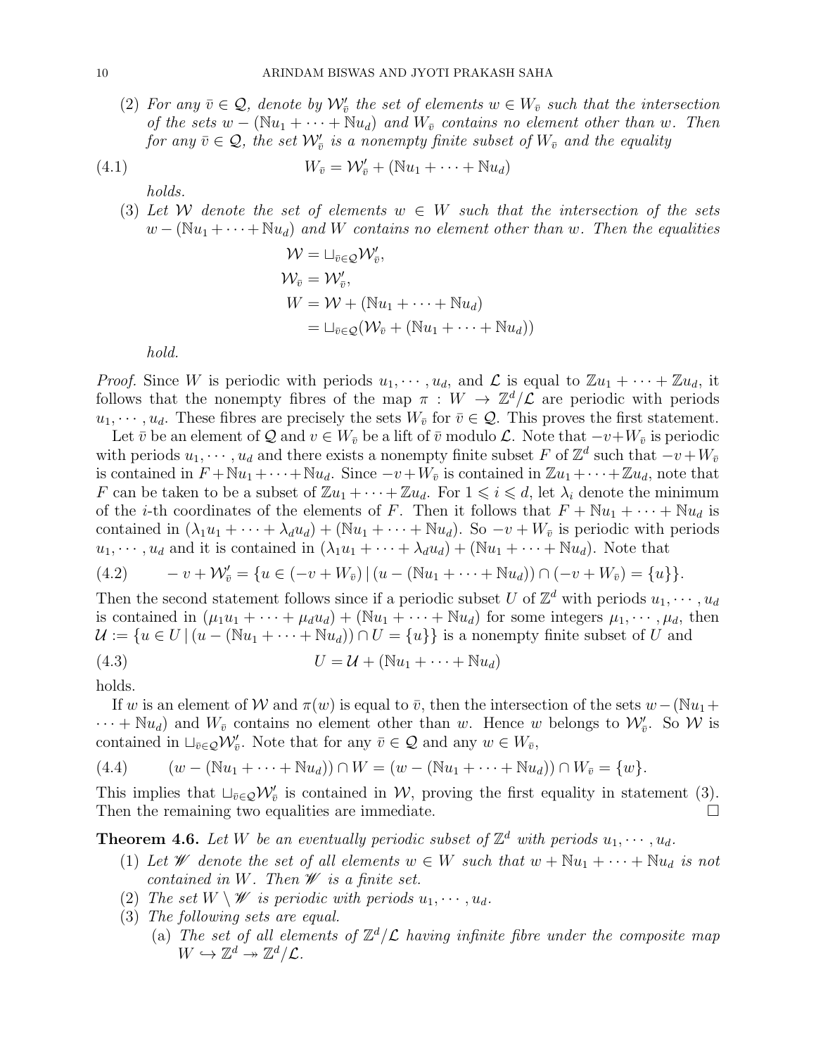(2) *For any $\bar{v} \in \mathcal{Q}$, denote by $\mathcal{W}'_{\bar{v}}$ the set of elements $w \in W_{\bar{v}}$ such that the intersection of the sets $w - (\mathbb{N}u_1 + \cdots + \mathbb{N}u_d)$ and $W_{\bar{v}}$ contains no element other than $w$. Then for any $\bar{v} \in \mathcal{Q}$, the set $\mathcal{W}'_{\bar{v}}$ is a nonempty finite subset of $W_{\bar{v}}$ and the equality*

$$W_{\bar{v}} = \mathcal{W}'_{\bar{v}} + (\mathbb{N}u_1 + \cdots + \mathbb{N}u_d) \tag{4.1}$$

*holds.*

(3) *Let $\mathcal{W}$ denote the set of elements $w \in W$ such that the intersection of the sets $w - (\mathbb{N}u_1 + \cdots + \mathbb{N}u_d)$ and $W$ contains no element other than $w$. Then the equalities*

$$\begin{aligned}
\mathcal{W} &= \sqcup_{\bar{v}\in\mathcal{Q}} \mathcal{W}'_{\bar{v}}, \\
\mathcal{W}_{\bar{v}} &= \mathcal{W}'_{\bar{v}}, \\
W &= \mathcal{W} + (\mathbb{N}u_1 + \cdots + \mathbb{N}u_d) \\
&= \sqcup_{\bar{v}\in\mathcal{Q}} (\mathcal{W}_{\bar{v}} + (\mathbb{N}u_1 + \cdots + \mathbb{N}u_d))
\end{aligned}$$

*hold.*

*Proof.* Since $W$ is periodic with periods $u_1, \cdots, u_d$, and $\mathcal{L}$ is equal to $\mathbb{Z}u_1 + \cdots + \mathbb{Z}u_d$, it follows that the nonempty fibres of the map $\pi : W \to \mathbb{Z}^d/\mathcal{L}$ are periodic with periods $u_1, \cdots, u_d$. These fibres are precisely the sets $W_{\bar{v}}$ for $\bar{v} \in \mathcal{Q}$. This proves the first statement.

Let $\bar{v}$ be an element of $\mathcal{Q}$ and $v \in W_{\bar{v}}$ be a lift of $\bar{v}$ modulo $\mathcal{L}$. Note that $-v + W_{\bar{v}}$ is periodic with periods $u_1, \cdots, u_d$ and there exists a nonempty finite subset $F$ of $\mathbb{Z}^d$ such that $-v + W_{\bar{v}}$ is contained in $F + \mathbb{N}u_1 + \cdots + \mathbb{N}u_d$. Since $-v + W_{\bar{v}}$ is contained in $\mathbb{Z}u_1 + \cdots + \mathbb{Z}u_d$, note that $F$ can be taken to be a subset of $\mathbb{Z}u_1 + \cdots + \mathbb{Z}u_d$. For $1 \leqslant i \leqslant d$, let $\lambda_i$ denote the minimum of the $i$-th coordinates of the elements of $F$. Then it follows that $F + \mathbb{N}u_1 + \cdots + \mathbb{N}u_d$ is contained in $(\lambda_1 u_1 + \cdots + \lambda_d u_d) + (\mathbb{N}u_1 + \cdots + \mathbb{N}u_d)$. So $-v + W_{\bar{v}}$ is periodic with periods $u_1, \cdots, u_d$ and it is contained in $(\lambda_1 u_1 + \cdots + \lambda_d u_d) + (\mathbb{N}u_1 + \cdots + \mathbb{N}u_d)$. Note that

$$-v + \mathcal{W}'_{\bar{v}} = \{u \in (-v + W_{\bar{v}}) \,|\, (u - (\mathbb{N}u_1 + \cdots + \mathbb{N}u_d)) \cap (-v + W_{\bar{v}}) = \{u\}\}. \tag{4.2}$$

Then the second statement follows since if a periodic subset $U$ of $\mathbb{Z}^d$ with periods $u_1, \cdots, u_d$ is contained in $(\mu_1 u_1 + \cdots + \mu_d u_d) + (\mathbb{N}u_1 + \cdots + \mathbb{N}u_d)$ for some integers $\mu_1, \cdots, \mu_d$, then $\mathcal{U} := \{u \in U \,|\, (u - (\mathbb{N}u_1 + \cdots + \mathbb{N}u_d)) \cap U = \{u\}\}$ is a nonempty finite subset of $U$ and

$$U = \mathcal{U} + (\mathbb{N}u_1 + \cdots + \mathbb{N}u_d) \tag{4.3}$$

holds.

If $w$ is an element of $\mathcal{W}$ and $\pi(w)$ is equal to $\bar{v}$, then the intersection of the sets $w - (\mathbb{N}u_1 + \cdots + \mathbb{N}u_d)$ and $W_{\bar{v}}$ contains no element other than $w$. Hence $w$ belongs to $\mathcal{W}'_{\bar{v}}$. So $\mathcal{W}$ is contained in $\sqcup_{\bar{v}\in\mathcal{Q}} \mathcal{W}'_{\bar{v}}$. Note that for any $\bar{v} \in \mathcal{Q}$ and any $w \in W_{\bar{v}}$,

$$(w - (\mathbb{N}u_1 + \cdots + \mathbb{N}u_d)) \cap W = (w - (\mathbb{N}u_1 + \cdots + \mathbb{N}u_d)) \cap W_{\bar{v}} = \{w\}. \tag{4.4}$$

This implies that $\sqcup_{\bar{v}\in\mathcal{Q}} \mathcal{W}'_{\bar{v}}$ is contained in $\mathcal{W}$, proving the first equality in statement (3). Then the remaining two equalities are immediate. $\square$

**Theorem 4.6.** *Let $W$ be an eventually periodic subset of $\mathbb{Z}^d$ with periods $u_1, \cdots, u_d$.*

1. *Let $\mathscr{W}$ denote the set of all elements $w \in W$ such that $w + \mathbb{N}u_1 + \cdots + \mathbb{N}u_d$ is not contained in $W$. Then $\mathscr{W}$ is a finite set.*
2. *The set $W \setminus \mathscr{W}$ is periodic with periods $u_1, \cdots, u_d$.*
3. *The following sets are equal.*
   (a) *The set of all elements of $\mathbb{Z}^d/\mathcal{L}$ having infinite fibre under the composite map $W \hookrightarrow \mathbb{Z}^d \twoheadrightarrow \mathbb{Z}^d/\mathcal{L}$.*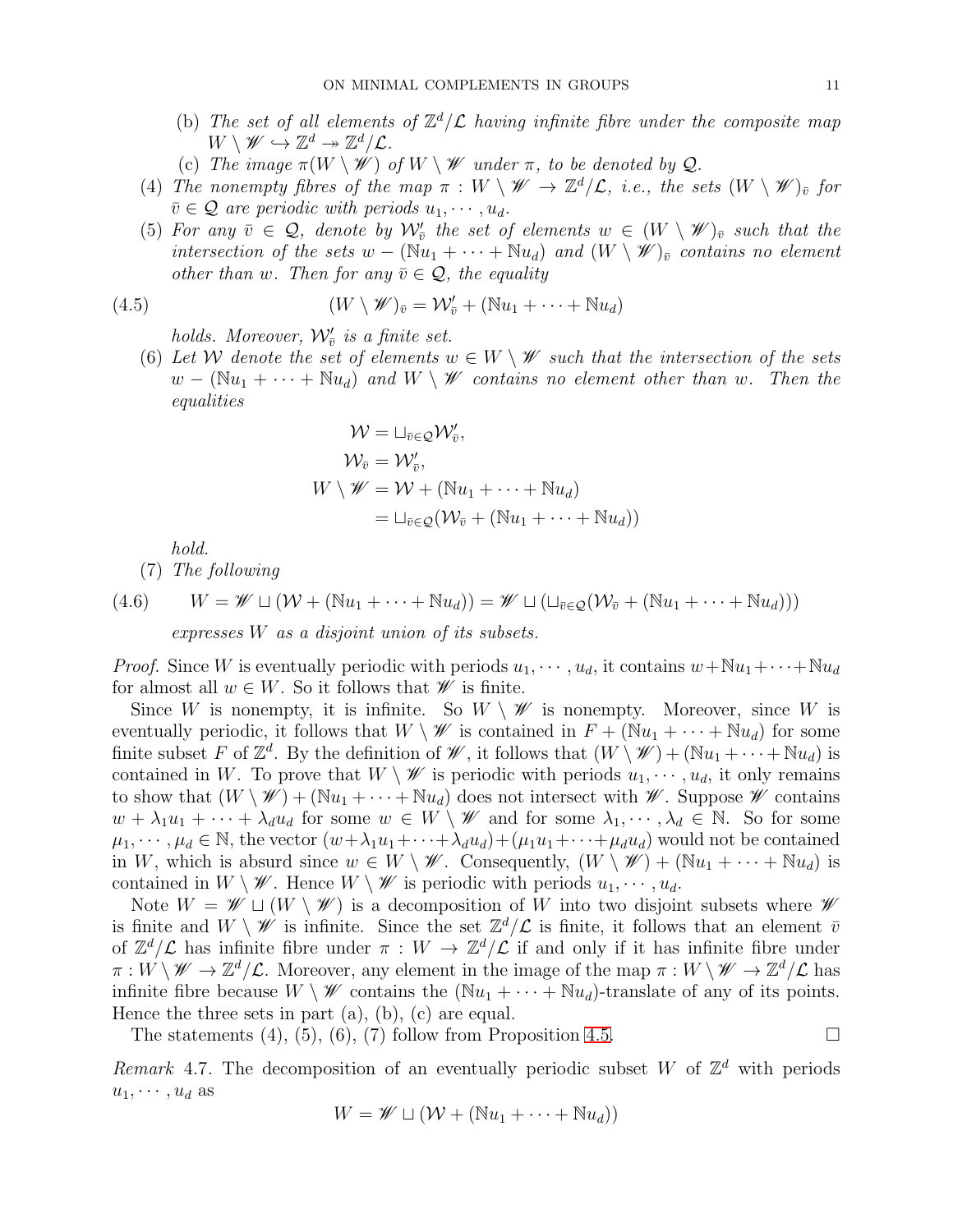(b) *The set of all elements of $\mathbb{Z}^d/\mathcal{L}$ having infinite fibre under the composite map $W \setminus \mathscr{W} \hookrightarrow \mathbb{Z}^d \twoheadrightarrow \mathbb{Z}^d/\mathcal{L}$.*

(c) *The image $\pi(W \setminus \mathscr{W})$ of $W \setminus \mathscr{W}$ under $\pi$, to be denoted by $\mathcal{Q}$.*

(4) *The nonempty fibres of the map $\pi : W \setminus \mathscr{W} \to \mathbb{Z}^d/\mathcal{L}$, i.e., the sets $(W \setminus \mathscr{W})_{\bar{v}}$ for $\bar{v} \in \mathcal{Q}$ are periodic with periods $u_1, \cdots, u_d$.*

(5) *For any $\bar{v} \in \mathcal{Q}$, denote by $\mathcal{W}'_{\bar{v}}$ the set of elements $w \in (W \setminus \mathscr{W})_{\bar{v}}$ such that the intersection of the sets $w - (\mathbb{N}u_1 + \cdots + \mathbb{N}u_d)$ and $(W \setminus \mathscr{W})_{\bar{v}}$ contains no element other than $w$. Then for any $\bar{v} \in \mathcal{Q}$, the equality*

$$(W \setminus \mathscr{W})_{\bar{v}} = \mathcal{W}'_{\bar{v}} + (\mathbb{N}u_1 + \cdots + \mathbb{N}u_d) \tag{4.5}$$

*holds. Moreover, $\mathcal{W}'_{\bar{v}}$ is a finite set.*

(6) *Let $\mathcal{W}$ denote the set of elements $w \in W \setminus \mathscr{W}$ such that the intersection of the sets $w - (\mathbb{N}u_1 + \cdots + \mathbb{N}u_d)$ and $W \setminus \mathscr{W}$ contains no element other than $w$. Then the equalities*

$$\begin{aligned}
\mathcal{W} &= \sqcup_{\bar{v} \in \mathcal{Q}} \mathcal{W}'_{\bar{v}}, \\
\mathcal{W}_{\bar{v}} &= \mathcal{W}'_{\bar{v}}, \\
W \setminus \mathscr{W} &= \mathcal{W} + (\mathbb{N}u_1 + \cdots + \mathbb{N}u_d) \\
&= \sqcup_{\bar{v} \in \mathcal{Q}} (\mathcal{W}_{\bar{v}} + (\mathbb{N}u_1 + \cdots + \mathbb{N}u_d))
\end{aligned}$$

*hold.*

(7) *The following*

$$W = \mathscr{W} \sqcup (\mathcal{W} + (\mathbb{N}u_1 + \cdots + \mathbb{N}u_d)) = \mathscr{W} \sqcup (\sqcup_{\bar{v} \in \mathcal{Q}} (\mathcal{W}_{\bar{v}} + (\mathbb{N}u_1 + \cdots + \mathbb{N}u_d))) \tag{4.6}$$

*expresses $W$ as a disjoint union of its subsets.*

*Proof.* Since $W$ is eventually periodic with periods $u_1, \cdots, u_d$, it contains $w + \mathbb{N}u_1 + \cdots + \mathbb{N}u_d$ for almost all $w \in W$. So it follows that $\mathscr{W}$ is finite.

Since $W$ is nonempty, it is infinite. So $W \setminus \mathscr{W}$ is nonempty. Moreover, since $W$ is eventually periodic, it follows that $W \setminus \mathscr{W}$ is contained in $F + (\mathbb{N}u_1 + \cdots + \mathbb{N}u_d)$ for some finite subset $F$ of $\mathbb{Z}^d$. By the definition of $\mathscr{W}$, it follows that $(W \setminus \mathscr{W}) + (\mathbb{N}u_1 + \cdots + \mathbb{N}u_d)$ is contained in $W$. To prove that $W \setminus \mathscr{W}$ is periodic with periods $u_1, \cdots, u_d$, it only remains to show that $(W \setminus \mathscr{W}) + (\mathbb{N}u_1 + \cdots + \mathbb{N}u_d)$ does not intersect with $\mathscr{W}$. Suppose $\mathscr{W}$ contains $w + \lambda_1 u_1 + \cdots + \lambda_d u_d$ for some $w \in W \setminus \mathscr{W}$ and for some $\lambda_1, \cdots, \lambda_d \in \mathbb{N}$. So for some $\mu_1, \cdots, \mu_d \in \mathbb{N}$, the vector $(w + \lambda_1 u_1 + \cdots + \lambda_d u_d) + (\mu_1 u_1 + \cdots + \mu_d u_d)$ would not be contained in $W$, which is absurd since $w \in W \setminus \mathscr{W}$. Consequently, $(W \setminus \mathscr{W}) + (\mathbb{N}u_1 + \cdots + \mathbb{N}u_d)$ is contained in $W \setminus \mathscr{W}$. Hence $W \setminus \mathscr{W}$ is periodic with periods $u_1, \cdots, u_d$.

Note $W = \mathscr{W} \sqcup (W \setminus \mathscr{W})$ is a decomposition of $W$ into two disjoint subsets where $\mathscr{W}$ is finite and $W \setminus \mathscr{W}$ is infinite. Since the set $\mathbb{Z}^d/\mathcal{L}$ is finite, it follows that an element $\bar{v}$ of $\mathbb{Z}^d/\mathcal{L}$ has infinite fibre under $\pi : W \to \mathbb{Z}^d/\mathcal{L}$ if and only if it has infinite fibre under $\pi : W \setminus \mathscr{W} \to \mathbb{Z}^d/\mathcal{L}$. Moreover, any element in the image of the map $\pi : W \setminus \mathscr{W} \to \mathbb{Z}^d/\mathcal{L}$ has infinite fibre because $W \setminus \mathscr{W}$ contains the $(\mathbb{N}u_1 + \cdots + \mathbb{N}u_d)$-translate of any of its points. Hence the three sets in part (a), (b), (c) are equal.

The statements (4), (5), (6), (7) follow from Proposition 4.5. $\square$

*Remark* 4.7. The decomposition of an eventually periodic subset $W$ of $\mathbb{Z}^d$ with periods $u_1, \cdots, u_d$ as

$$W = \mathscr{W} \sqcup (\mathcal{W} + (\mathbb{N}u_1 + \cdots + \mathbb{N}u_d))$$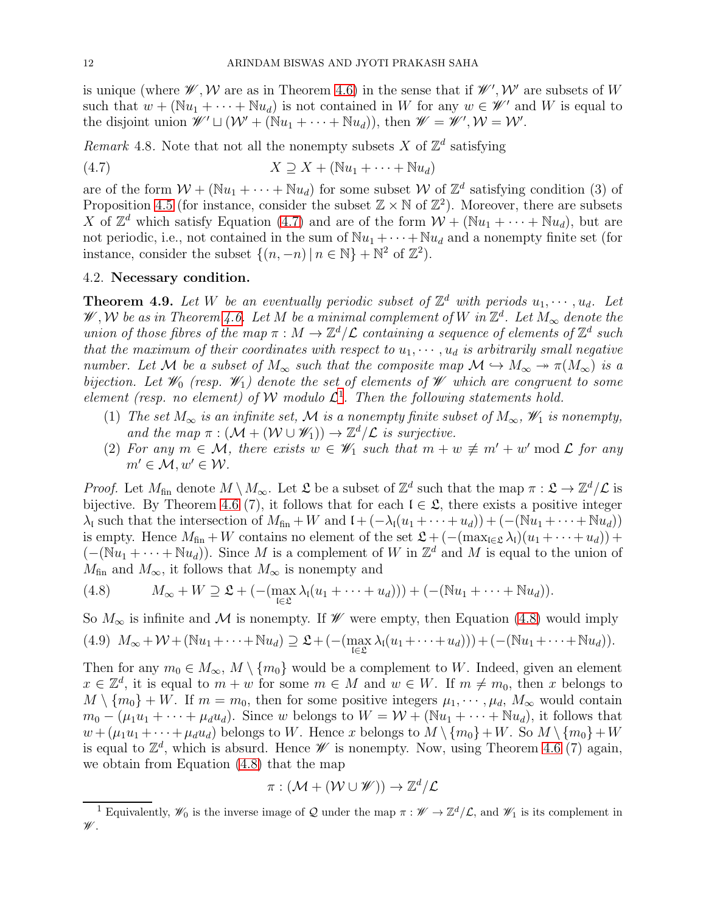is unique (where $\mathscr{W}, \mathcal{W}$ are as in Theorem 4.6) in the sense that if $\mathscr{W}', \mathcal{W}'$ are subsets of $W$ such that $w + (\mathbb{N}u_1 + \cdots + \mathbb{N}u_d)$ is not contained in $W$ for any $w \in \mathscr{W}'$ and $W$ is equal to the disjoint union $\mathscr{W}' \sqcup (\mathcal{W}' + (\mathbb{N}u_1 + \cdots + \mathbb{N}u_d))$, then $\mathscr{W} = \mathscr{W}', \mathcal{W} = \mathcal{W}'$.

*Remark* 4.8. Note that not all the nonempty subsets $X$ of $\mathbb{Z}^d$ satisfying

$$X \supseteq X + (\mathbb{N}u_1 + \cdots + \mathbb{N}u_d) \tag{4.7}$$

are of the form $\mathcal{W} + (\mathbb{N}u_1 + \cdots + \mathbb{N}u_d)$ for some subset $\mathcal{W}$ of $\mathbb{Z}^d$ satisfying condition (3) of Proposition 4.5 (for instance, consider the subset $\mathbb{Z} \times \mathbb{N}$ of $\mathbb{Z}^2$). Moreover, there are subsets $X$ of $\mathbb{Z}^d$ which satisfy Equation (4.7) and are of the form $\mathcal{W} + (\mathbb{N}u_1 + \cdots + \mathbb{N}u_d)$, but are not periodic, i.e., not contained in the sum of $\mathbb{N}u_1 + \cdots + \mathbb{N}u_d$ and a nonempty finite set (for instance, consider the subset $\{(n, -n) \mid n \in \mathbb{N}\} + \mathbb{N}^2$ of $\mathbb{Z}^2$).

### 4.2. Necessary condition.

**Theorem 4.9.** *Let $W$ be an eventually periodic subset of $\mathbb{Z}^d$ with periods $u_1, \cdots, u_d$. Let $\mathscr{W}, \mathcal{W}$ be as in Theorem 4.6. Let $M$ be a minimal complement of $W$ in $\mathbb{Z}^d$. Let $M_\infty$ denote the union of those fibres of the map $\pi : M \to \mathbb{Z}^d/\mathcal{L}$ containing a sequence of elements of $\mathbb{Z}^d$ such that the maximum of their coordinates with respect to $u_1, \cdots, u_d$ is arbitrarily small negative number. Let $\mathcal{M}$ be a subset of $M_\infty$ such that the composite map $\mathcal{M} \hookrightarrow M_\infty \twoheadrightarrow \pi(M_\infty)$ is a bijection. Let $\mathscr{W}_0$ (resp. $\mathscr{W}_1$) denote the set of elements of $\mathscr{W}$ which are congruent to some element (resp. no element) of $\mathcal{W}$ modulo $\mathcal{L}$*[1]. *Then the following statements hold.*

1. *The set $M_\infty$ is an infinite set, $\mathcal{M}$ is a nonempty finite subset of $M_\infty$, $\mathscr{W}_1$ is nonempty, and the map $\pi : (\mathcal{M} + (\mathcal{W} \cup \mathscr{W}_1)) \to \mathbb{Z}^d/\mathcal{L}$ is surjective.*
2. *For any $m \in \mathcal{M}$, there exists $w \in \mathscr{W}_1$ such that $m + w \not\equiv m' + w' \bmod \mathcal{L}$ for any $m' \in \mathcal{M}, w' \in \mathcal{W}$.*

*Proof.* Let $M_{\mathrm{fin}}$ denote $M \setminus M_\infty$. Let $\mathfrak{L}$ be a subset of $\mathbb{Z}^d$ such that the map $\pi : \mathfrak{L} \to \mathbb{Z}^d/\mathcal{L}$ is bijective. By Theorem 4.6 (7), it follows that for each $\mathfrak{l} \in \mathfrak{L}$, there exists a positive integer $\lambda_\mathfrak{l}$ such that the intersection of $M_{\mathrm{fin}} + W$ and $\mathfrak{l} + (-\lambda_\mathfrak{l}(u_1 + \cdots + u_d)) + (-(\mathbb{N}u_1 + \cdots + \mathbb{N}u_d))$ is empty. Hence $M_{\mathrm{fin}} + W$ contains no element of the set $\mathfrak{L} + (-(\max_{\mathfrak{l} \in \mathfrak{L}} \lambda_\mathfrak{l})(u_1 + \cdots + u_d)) + (-(\mathbb{N}u_1 + \cdots + \mathbb{N}u_d))$. Since $M$ is a complement of $W$ in $\mathbb{Z}^d$ and $M$ is equal to the union of $M_{\mathrm{fin}}$ and $M_\infty$, it follows that $M_\infty$ is nonempty and

$$M_\infty + W \supseteq \mathfrak{L} + (-(\max_{\mathfrak{l} \in \mathfrak{L}} \lambda_\mathfrak{l}(u_1 + \cdots + u_d))) + (-(\mathbb{N}u_1 + \cdots + \mathbb{N}u_d)). \tag{4.8}$$

So $M_\infty$ is infinite and $\mathcal{M}$ is nonempty. If $\mathscr{W}$ were empty, then Equation (4.8) would imply

$$M_\infty + \mathcal{W} + (\mathbb{N}u_1 + \cdots + \mathbb{N}u_d) \supseteq \mathfrak{L} + (-(\max_{\mathfrak{l} \in \mathfrak{L}} \lambda_\mathfrak{l}(u_1 + \cdots + u_d))) + (-(\mathbb{N}u_1 + \cdots + \mathbb{N}u_d)). \tag{4.9}$$

Then for any $m_0 \in M_\infty$, $M \setminus \{m_0\}$ would be a complement to $W$. Indeed, given an element $x \in \mathbb{Z}^d$, it is equal to $m + w$ for some $m \in M$ and $w \in W$. If $m \neq m_0$, then $x$ belongs to $M \setminus \{m_0\} + W$. If $m = m_0$, then for some positive integers $\mu_1, \cdots, \mu_d$, $M_\infty$ would contain $m_0 - (\mu_1 u_1 + \cdots + \mu_d u_d)$. Since $w$ belongs to $W = \mathcal{W} + (\mathbb{N}u_1 + \cdots + \mathbb{N}u_d)$, it follows that $w + (\mu_1 u_1 + \cdots + \mu_d u_d)$ belongs to $W$. Hence $x$ belongs to $M \setminus \{m_0\} + W$. So $M \setminus \{m_0\} + W$ is equal to $\mathbb{Z}^d$, which is absurd. Hence $\mathscr{W}$ is nonempty. Now, using Theorem 4.6 (7) again, we obtain from Equation (4.8) that the map

$$\pi : (\mathcal{M} + (\mathcal{W} \cup \mathscr{W})) \to \mathbb{Z}^d/\mathcal{L}$$

[1] Equivalently, $\mathscr{W}_0$ is the inverse image of $\mathcal{Q}$ under the map $\pi : \mathscr{W} \to \mathbb{Z}^d/\mathcal{L}$, and $\mathscr{W}_1$ is its complement in $\mathscr{W}$.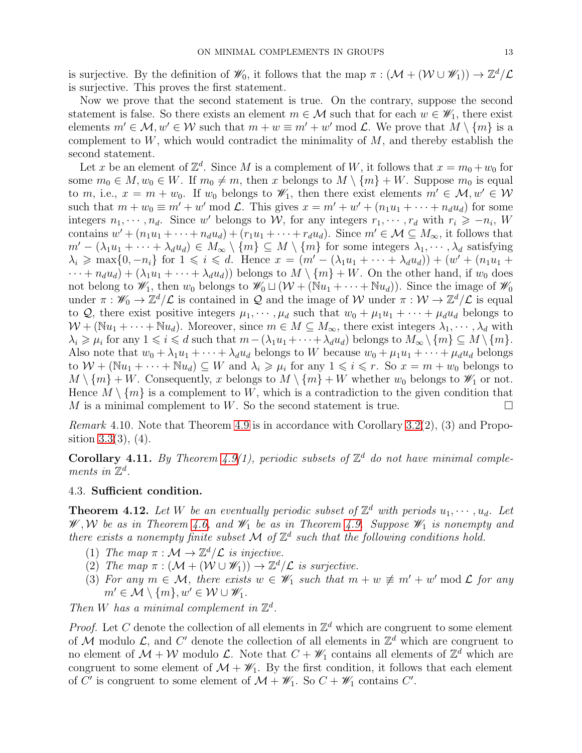is surjective. By the definition of $\mathscr{W}_0$, it follows that the map $\pi : (\mathcal{M} + (\mathcal{W} \cup \mathscr{W}_1)) \to \mathbb{Z}^d/\mathcal{L}$ is surjective. This proves the first statement.

Now we prove that the second statement is true. On the contrary, suppose the second statement is false. So there exists an element $m \in \mathcal{M}$ such that for each $w \in \mathscr{W}_1$, there exist elements $m' \in \mathcal{M}, w' \in \mathcal{W}$ such that $m + w \equiv m' + w' \bmod \mathcal{L}$. We prove that $M \setminus \{m\}$ is a complement to $W$, which would contradict the minimality of $M$, and thereby establish the second statement.

Let $x$ be an element of $\mathbb{Z}^d$. Since $M$ is a complement of $W$, it follows that $x = m_0 + w_0$ for some $m_0 \in M, w_0 \in W$. If $m_0 \neq m$, then $x$ belongs to $M \setminus \{m\} + W$. Suppose $m_0$ is equal to $m$, i.e., $x = m + w_0$. If $w_0$ belongs to $\mathscr{W}_1$, then there exist elements $m' \in \mathcal{M}, w' \in \mathcal{W}$ such that $m + w_0 \equiv m' + w' \bmod \mathcal{L}$. This gives $x = m' + w' + (n_1 u_1 + \cdots + n_d u_d)$ for some integers $n_1, \cdots, n_d$. Since $w'$ belongs to $\mathcal{W}$, for any integers $r_1, \cdots, r_d$ with $r_i \geqslant -n_i$, $W$ contains $w' + (n_1 u_1 + \cdots + n_d u_d) + (r_1 u_1 + \cdots + r_d u_d)$. Since $m' \in \mathcal{M} \subseteq M_\infty$, it follows that $m' - (\lambda_1 u_1 + \cdots + \lambda_d u_d) \in M_\infty \setminus \{m\} \subseteq M \setminus \{m\}$ for some integers $\lambda_1, \cdots, \lambda_d$ satisfying $\lambda_i \geqslant \max\{0, -n_i\}$ for $1 \leqslant i \leqslant d$. Hence $x = (m' - (\lambda_1 u_1 + \cdots + \lambda_d u_d)) + (w' + (n_1 u_1 + \cdots + n_d u_d) + (\lambda_1 u_1 + \cdots + \lambda_d u_d))$ belongs to $M \setminus \{m\} + W$. On the other hand, if $w_0$ does not belong to $\mathscr{W}_1$, then $w_0$ belongs to $\mathscr{W}_0 \sqcup (\mathcal{W} + (\mathbb{N}u_1 + \cdots + \mathbb{N}u_d))$. Since the image of $\mathscr{W}_0$ under $\pi : \mathscr{W}_0 \to \mathbb{Z}^d/\mathcal{L}$ is contained in $\mathcal{Q}$ and the image of $\mathcal{W}$ under $\pi : \mathcal{W} \to \mathbb{Z}^d/\mathcal{L}$ is equal to $\mathcal{Q}$, there exist positive integers $\mu_1, \cdots, \mu_d$ such that $w_0 + \mu_1 u_1 + \cdots + \mu_d u_d$ belongs to $\mathcal{W} + (\mathbb{N}u_1 + \cdots + \mathbb{N}u_d)$. Moreover, since $m \in M \subseteq M_\infty$, there exist integers $\lambda_1, \cdots, \lambda_d$ with $\lambda_i \geqslant \mu_i$ for any $1 \leqslant i \leqslant d$ such that $m - (\lambda_1 u_1 + \cdots + \lambda_d u_d)$ belongs to $M_\infty \setminus \{m\} \subseteq M \setminus \{m\}$. Also note that $w_0 + \lambda_1 u_1 + \cdots + \lambda_d u_d$ belongs to $W$ because $w_0 + \mu_1 u_1 + \cdots + \mu_d u_d$ belongs to $\mathcal{W} + (\mathbb{N}u_1 + \cdots + \mathbb{N}u_d) \subseteq W$ and $\lambda_i \geqslant \mu_i$ for any $1 \leqslant i \leqslant r$. So $x = m + w_0$ belongs to $M \setminus \{m\} + W$. Consequently, $x$ belongs to $M \setminus \{m\} + W$ whether $w_0$ belongs to $\mathscr{W}_1$ or not. Hence $M \setminus \{m\}$ is a complement to $W$, which is a contradiction to the given condition that $M$ is a minimal complement to $W$. So the second statement is true. $\square$

*Remark* 4.10. Note that Theorem 4.9 is in accordance with Corollary 3.2(2), (3) and Proposition 3.3(3), (4).

**Corollary 4.11.** *By Theorem 4.9(1), periodic subsets of $\mathbb{Z}^d$ do not have minimal complements in $\mathbb{Z}^d$.*

### 4.3. **Sufficient condition.**

**Theorem 4.12.** *Let $W$ be an eventually periodic subset of $\mathbb{Z}^d$ with periods $u_1, \cdots, u_d$. Let $\mathscr{W}, \mathcal{W}$ be as in Theorem 4.6, and $\mathscr{W}_1$ be as in Theorem 4.9. Suppose $\mathscr{W}_1$ is nonempty and there exists a nonempty finite subset $\mathcal{M}$ of $\mathbb{Z}^d$ such that the following conditions hold.*

1. *The map $\pi : \mathcal{M} \to \mathbb{Z}^d/\mathcal{L}$ is injective.*
2. *The map $\pi : (\mathcal{M} + (\mathcal{W} \cup \mathscr{W}_1)) \to \mathbb{Z}^d/\mathcal{L}$ is surjective.*
3. *For any $m \in \mathcal{M}$, there exists $w \in \mathscr{W}_1$ such that $m + w \not\equiv m' + w' \bmod \mathcal{L}$ for any $m' \in \mathcal{M} \setminus \{m\}, w' \in \mathcal{W} \cup \mathscr{W}_1$.*

*Then $W$ has a minimal complement in $\mathbb{Z}^d$.*

*Proof.* Let $C$ denote the collection of all elements in $\mathbb{Z}^d$ which are congruent to some element of $\mathcal{M}$ modulo $\mathcal{L}$, and $C'$ denote the collection of all elements in $\mathbb{Z}^d$ which are congruent to no element of $\mathcal{M} + \mathcal{W}$ modulo $\mathcal{L}$. Note that $C + \mathscr{W}_1$ contains all elements of $\mathbb{Z}^d$ which are congruent to some element of $\mathcal{M} + \mathscr{W}_1$. By the first condition, it follows that each element of $C'$ is congruent to some element of $\mathcal{M} + \mathscr{W}_1$. So $C + \mathscr{W}_1$ contains $C'$.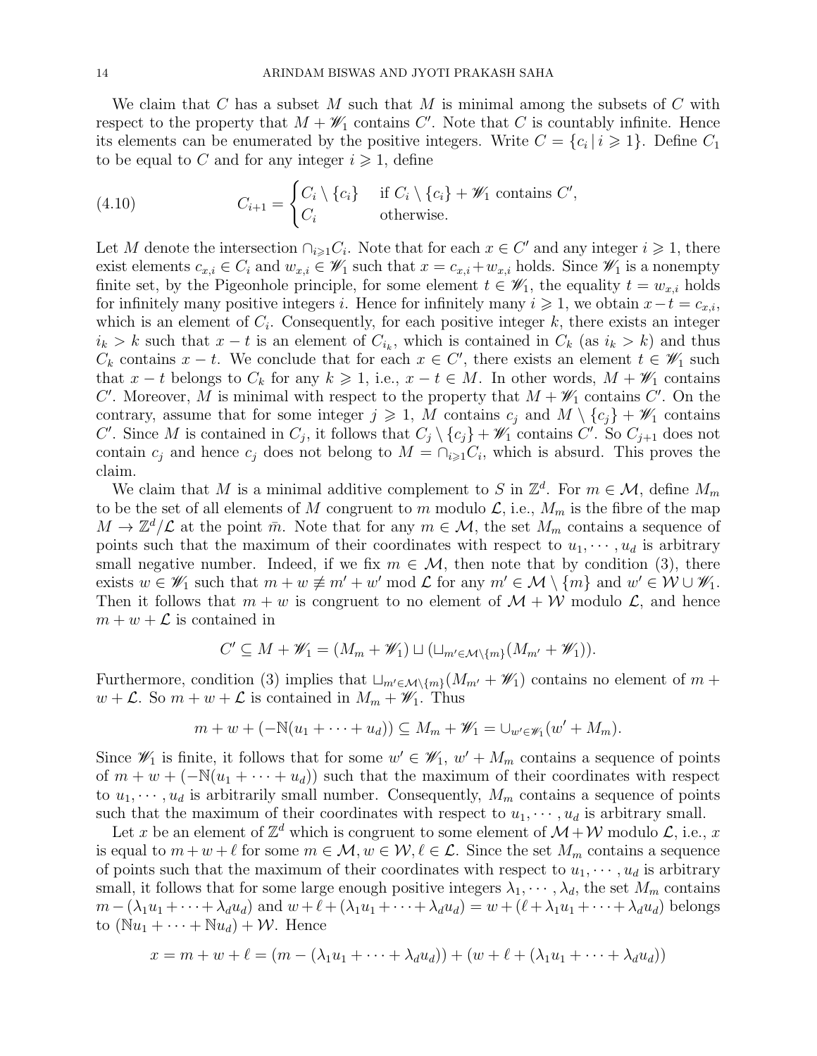We claim that $C$ has a subset $M$ such that $M$ is minimal among the subsets of $C$ with respect to the property that $M + \mathscr{W}_1$ contains $C'$. Note that $C$ is countably infinite. Hence its elements can be enumerated by the positive integers. Write $C = \{c_i \,|\, i \geqslant 1\}$. Define $C_1$ to be equal to $C$ and for any integer $i \geqslant 1$, define

$$C_{i+1} = \begin{cases} C_i \setminus \{c_i\} & \text{if } C_i \setminus \{c_i\} + \mathscr{W}_1 \text{ contains } C', \\ C_i & \text{otherwise.} \end{cases} \tag{4.10}$$

Let $M$ denote the intersection $\cap_{i\geqslant 1} C_i$. Note that for each $x \in C'$ and any integer $i \geqslant 1$, there exist elements $c_{x,i} \in C_i$ and $w_{x,i} \in \mathscr{W}_1$ such that $x = c_{x,i} + w_{x,i}$ holds. Since $\mathscr{W}_1$ is a nonempty finite set, by the Pigeonhole principle, for some element $t \in \mathscr{W}_1$, the equality $t = w_{x,i}$ holds for infinitely many positive integers $i$. Hence for infinitely many $i \geqslant 1$, we obtain $x - t = c_{x,i}$, which is an element of $C_i$. Consequently, for each positive integer $k$, there exists an integer $i_k > k$ such that $x - t$ is an element of $C_{i_k}$, which is contained in $C_k$ (as $i_k > k$) and thus $C_k$ contains $x - t$. We conclude that for each $x \in C'$, there exists an element $t \in \mathscr{W}_1$ such that $x - t$ belongs to $C_k$ for any $k \geqslant 1$, i.e., $x - t \in M$. In other words, $M + \mathscr{W}_1$ contains $C'$. Moreover, $M$ is minimal with respect to the property that $M + \mathscr{W}_1$ contains $C'$. On the contrary, assume that for some integer $j \geqslant 1$, $M$ contains $c_j$ and $M \setminus \{c_j\} + \mathscr{W}_1$ contains $C'$. Since $M$ is contained in $C_j$, it follows that $C_j \setminus \{c_j\} + \mathscr{W}_1$ contains $C'$. So $C_{j+1}$ does not contain $c_j$ and hence $c_j$ does not belong to $M = \cap_{i\geqslant 1} C_i$, which is absurd. This proves the claim.

We claim that $M$ is a minimal additive complement to $S$ in $\mathbb{Z}^d$. For $m \in \mathcal{M}$, define $M_m$ to be the set of all elements of $M$ congruent to $m$ modulo $\mathcal{L}$, i.e., $M_m$ is the fibre of the map $M \to \mathbb{Z}^d/\mathcal{L}$ at the point $\bar{m}$. Note that for any $m \in \mathcal{M}$, the set $M_m$ contains a sequence of points such that the maximum of their coordinates with respect to $u_1, \cdots, u_d$ is arbitrary small negative number. Indeed, if we fix $m \in \mathcal{M}$, then note that by condition (3), there exists $w \in \mathscr{W}_1$ such that $m + w \not\equiv m' + w' \bmod \mathcal{L}$ for any $m' \in \mathcal{M} \setminus \{m\}$ and $w' \in \mathcal{W} \cup \mathscr{W}_1$. Then it follows that $m + w$ is congruent to no element of $\mathcal{M} + \mathcal{W}$ modulo $\mathcal{L}$, and hence $m + w + \mathcal{L}$ is contained in

$$C' \subseteq M + \mathscr{W}_1 = (M_m + \mathscr{W}_1) \sqcup (\sqcup_{m' \in \mathcal{M}\setminus\{m\}} (M_{m'} + \mathscr{W}_1)).$$

Furthermore, condition (3) implies that $\sqcup_{m' \in \mathcal{M}\setminus\{m\}} (M_{m'} + \mathscr{W}_1)$ contains no element of $m + w + \mathcal{L}$. So $m + w + \mathcal{L}$ is contained in $M_m + \mathscr{W}_1$. Thus

$$m + w + (-\mathbb{N}(u_1 + \cdots + u_d)) \subseteq M_m + \mathscr{W}_1 = \cup_{w' \in \mathscr{W}_1} (w' + M_m).$$

Since $\mathscr{W}_1$ is finite, it follows that for some $w' \in \mathscr{W}_1$, $w' + M_m$ contains a sequence of points of $m + w + (-\mathbb{N}(u_1 + \cdots + u_d))$ such that the maximum of their coordinates with respect to $u_1, \cdots, u_d$ is arbitrarily small number. Consequently, $M_m$ contains a sequence of points such that the maximum of their coordinates with respect to $u_1, \cdots, u_d$ is arbitrary small.

Let $x$ be an element of $\mathbb{Z}^d$ which is congruent to some element of $\mathcal{M} + \mathcal{W}$ modulo $\mathcal{L}$, i.e., $x$ is equal to $m + w + \ell$ for some $m \in \mathcal{M}, w \in \mathcal{W}, \ell \in \mathcal{L}$. Since the set $M_m$ contains a sequence of points such that the maximum of their coordinates with respect to $u_1, \cdots, u_d$ is arbitrary small, it follows that for some large enough positive integers $\lambda_1, \cdots, \lambda_d$, the set $M_m$ contains $m - (\lambda_1 u_1 + \cdots + \lambda_d u_d)$ and $w + \ell + (\lambda_1 u_1 + \cdots + \lambda_d u_d) = w + (\ell + \lambda_1 u_1 + \cdots + \lambda_d u_d)$ belongs to $(\mathbb{N}u_1 + \cdots + \mathbb{N}u_d) + \mathcal{W}$. Hence

$$x = m + w + \ell = (m - (\lambda_1 u_1 + \cdots + \lambda_d u_d)) + (w + \ell + (\lambda_1 u_1 + \cdots + \lambda_d u_d))$$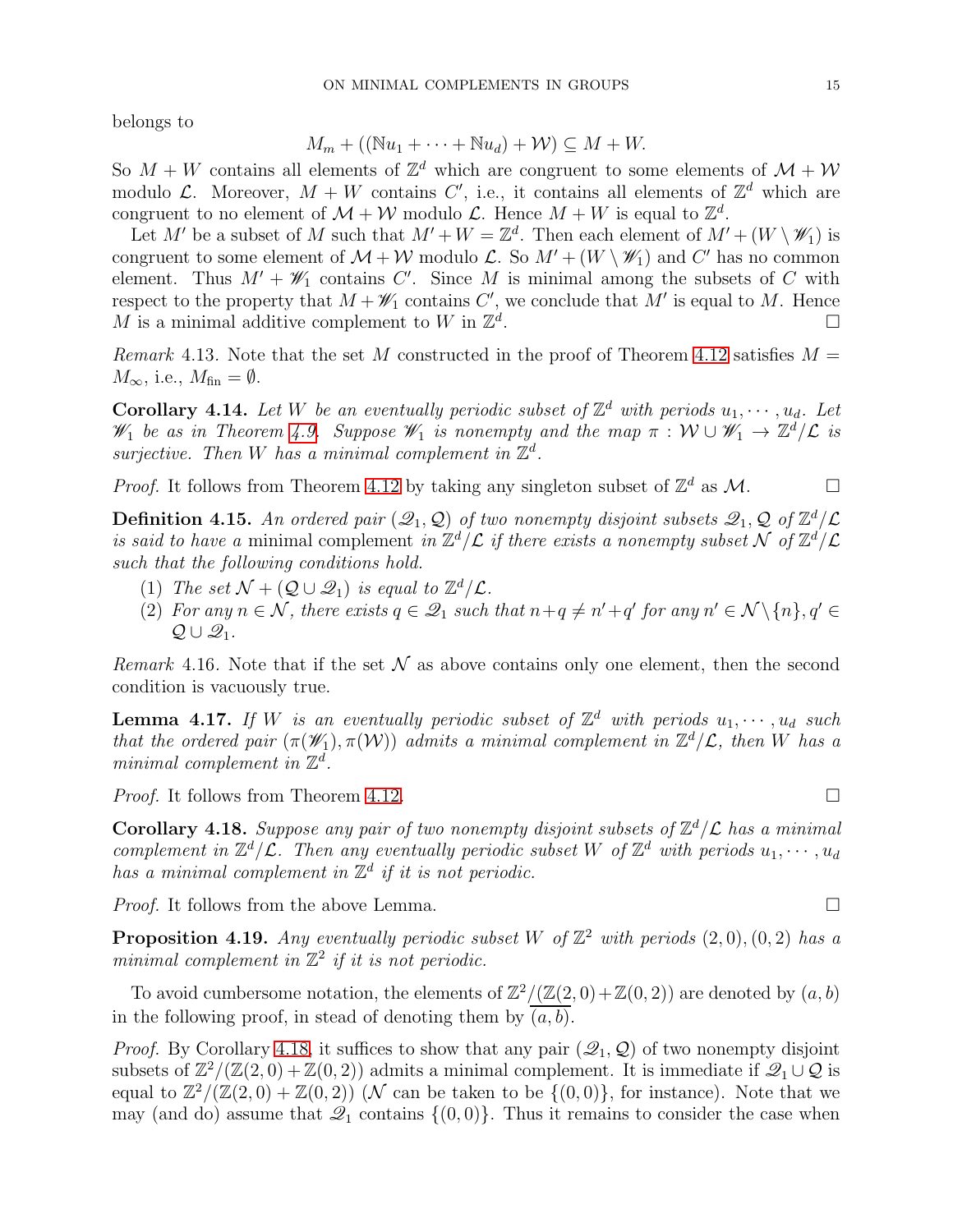belongs to

$$M_m + ((\mathbb{N}u_1 + \cdots + \mathbb{N}u_d) + \mathcal{W}) \subseteq M + W.$$

So $M + W$ contains all elements of $\mathbb{Z}^d$ which are congruent to some elements of $\mathcal{M} + \mathcal{W}$ modulo $\mathcal{L}$. Moreover, $M + W$ contains $C'$, i.e., it contains all elements of $\mathbb{Z}^d$ which are congruent to no element of $\mathcal{M} + \mathcal{W}$ modulo $\mathcal{L}$. Hence $M + W$ is equal to $\mathbb{Z}^d$.

Let $M'$ be a subset of $M$ such that $M' + W = \mathbb{Z}^d$. Then each element of $M' + (W \setminus \mathscr{W}_1)$ is congruent to some element of $\mathcal{M} + \mathcal{W}$ modulo $\mathcal{L}$. So $M' + (W \setminus \mathscr{W}_1)$ and $C'$ has no common element. Thus $M' + \mathscr{W}_1$ contains $C'$. Since $M$ is minimal among the subsets of $C$ with respect to the property that $M + \mathscr{W}_1$ contains $C'$, we conclude that $M'$ is equal to $M$. Hence $M$ is a minimal additive complement to $W$ in $\mathbb{Z}^d$. $\square$

*Remark* 4.13. Note that the set $M$ constructed in the proof of Theorem 4.12 satisfies $M = M_\infty$, i.e., $M_{\text{fin}} = \emptyset$.

**Corollary 4.14.** *Let $W$ be an eventually periodic subset of $\mathbb{Z}^d$ with periods $u_1, \cdots, u_d$. Let $\mathscr{W}_1$ be as in Theorem 4.9. Suppose $\mathscr{W}_1$ is nonempty and the map $\pi : \mathcal{W} \cup \mathscr{W}_1 \to \mathbb{Z}^d/\mathcal{L}$ is surjective. Then $W$ has a minimal complement in $\mathbb{Z}^d$.*

*Proof.* It follows from Theorem 4.12 by taking any singleton subset of $\mathbb{Z}^d$ as $\mathcal{M}$. $\square$

**Definition 4.15.** *An ordered pair $(\mathscr{Q}_1, \mathcal{Q})$ of two nonempty disjoint subsets $\mathscr{Q}_1, \mathcal{Q}$ of $\mathbb{Z}^d/\mathcal{L}$ is said to have a* minimal complement *in $\mathbb{Z}^d/\mathcal{L}$ if there exists a nonempty subset $\mathcal{N}$ of $\mathbb{Z}^d/\mathcal{L}$ such that the following conditions hold.*

1. *The set $\mathcal{N} + (\mathcal{Q} \cup \mathscr{Q}_1)$ is equal to $\mathbb{Z}^d/\mathcal{L}$.*
2. *For any $n \in \mathcal{N}$, there exists $q \in \mathscr{Q}_1$ such that $n + q \neq n' + q'$ for any $n' \in \mathcal{N} \setminus \{n\}, q' \in \mathcal{Q} \cup \mathscr{Q}_1$.*

*Remark* 4.16. Note that if the set $\mathcal{N}$ as above contains only one element, then the second condition is vacuously true.

**Lemma 4.17.** *If $W$ is an eventually periodic subset of $\mathbb{Z}^d$ with periods $u_1, \cdots, u_d$ such that the ordered pair $(\pi(\mathscr{W}_1), \pi(\mathcal{W}))$ admits a minimal complement in $\mathbb{Z}^d/\mathcal{L}$, then $W$ has a minimal complement in $\mathbb{Z}^d$.*

*Proof.* It follows from Theorem 4.12. $\square$

**Corollary 4.18.** *Suppose any pair of two nonempty disjoint subsets of $\mathbb{Z}^d/\mathcal{L}$ has a minimal complement in $\mathbb{Z}^d/\mathcal{L}$. Then any eventually periodic subset $W$ of $\mathbb{Z}^d$ with periods $u_1, \cdots, u_d$ has a minimal complement in $\mathbb{Z}^d$ if it is not periodic.*

*Proof.* It follows from the above Lemma. $\square$

**Proposition 4.19.** *Any eventually periodic subset $W$ of $\mathbb{Z}^2$ with periods $(2,0), (0,2)$ has a minimal complement in $\mathbb{Z}^2$ if it is not periodic.*

To avoid cumbersome notation, the elements of $\mathbb{Z}^2/(\mathbb{Z}(2,0)+\mathbb{Z}(0,2))$ are denoted by $(a,b)$ in the following proof, in stead of denoting them by $\overline{(a,b)}$.

*Proof.* By Corollary 4.18, it suffices to show that any pair $(\mathscr{Q}_1, \mathcal{Q})$ of two nonempty disjoint subsets of $\mathbb{Z}^2/(\mathbb{Z}(2,0) + \mathbb{Z}(0,2))$ admits a minimal complement. It is immediate if $\mathscr{Q}_1 \cup \mathcal{Q}$ is equal to $\mathbb{Z}^2/(\mathbb{Z}(2,0) + \mathbb{Z}(0,2))$ ($\mathcal{N}$ can be taken to be $\{(0,0)\}$, for instance). Note that we may (and do) assume that $\mathscr{Q}_1$ contains $\{(0,0)\}$. Thus it remains to consider the case when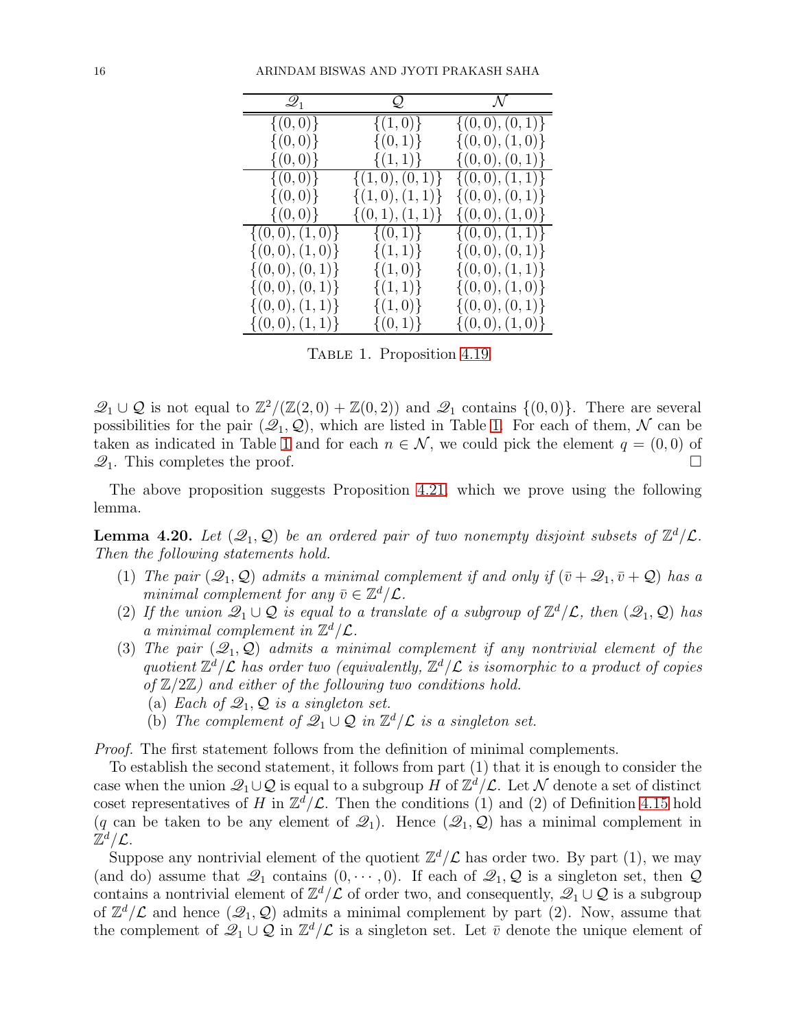| $\mathscr{Q}_1$ | $\mathcal{Q}$ | $\mathcal{N}$ |
|---|---|---|
| $\{(0,0)\}$ | $\{(1,0)\}$ | $\{(0,0),(0,1)\}$ |
| $\{(0,0)\}$ | $\{(0,1)\}$ | $\{(0,0),(1,0)\}$ |
| $\{(0,0)\}$ | $\{(1,1)\}$ | $\{(0,0),(0,1)\}$ |
| $\{(0,0)\}$ | $\{(1,0),(0,1)\}$ | $\{(0,0),(1,1)\}$ |
| $\{(0,0)\}$ | $\{(1,0),(1,1)\}$ | $\{(0,0),(0,1)\}$ |
| $\{(0,0)\}$ | $\{(0,1),(1,1)\}$ | $\{(0,0),(1,0)\}$ |
| $\{(0,0),(1,0)\}$ | $\{(0,1)\}$ | $\{(0,0),(1,1)\}$ |
| $\{(0,0),(1,0)\}$ | $\{(1,1)\}$ | $\{(0,0),(0,1)\}$ |
| $\{(0,0),(0,1)\}$ | $\{(1,0)\}$ | $\{(0,0),(1,1)\}$ |
| $\{(0,0),(0,1)\}$ | $\{(1,1)\}$ | $\{(0,0),(1,0)\}$ |
| $\{(0,0),(1,1)\}$ | $\{(1,0)\}$ | $\{(0,0),(0,1)\}$ |
| $\{(0,0),(1,1)\}$ | $\{(0,1)\}$ | $\{(0,0),(1,0)\}$ |

Table 1. Proposition 4.19

$\mathscr{Q}_1 \cup \mathcal{Q}$ is not equal to $\mathbb{Z}^2/(\mathbb{Z}(2,0)+\mathbb{Z}(0,2))$ and $\mathscr{Q}_1$ contains $\{(0,0)\}$. There are several possibilities for the pair $(\mathscr{Q}_1, \mathcal{Q})$, which are listed in Table 1. For each of them, $\mathcal{N}$ can be taken as indicated in Table 1 and for each $n \in \mathcal{N}$, we could pick the element $q = (0,0)$ of $\mathscr{Q}_1$. This completes the proof. $\square$

The above proposition suggests Proposition 4.21, which we prove using the following lemma.

**Lemma 4.20.** *Let $(\mathscr{Q}_1, \mathcal{Q})$ be an ordered pair of two nonempty disjoint subsets of $\mathbb{Z}^d/\mathcal{L}$. Then the following statements hold.*

1. *The pair $(\mathscr{Q}_1, \mathcal{Q})$ admits a minimal complement if and only if $(\bar{v} + \mathscr{Q}_1, \bar{v} + \mathcal{Q})$ has a minimal complement for any $\bar{v} \in \mathbb{Z}^d/\mathcal{L}$.*
2. *If the union $\mathscr{Q}_1 \cup \mathcal{Q}$ is equal to a translate of a subgroup of $\mathbb{Z}^d/\mathcal{L}$, then $(\mathscr{Q}_1, \mathcal{Q})$ has a minimal complement in $\mathbb{Z}^d/\mathcal{L}$.*
3. *The pair $(\mathscr{Q}_1, \mathcal{Q})$ admits a minimal complement if any nontrivial element of the quotient $\mathbb{Z}^d/\mathcal{L}$ has order two (equivalently, $\mathbb{Z}^d/\mathcal{L}$ is isomorphic to a product of copies of $\mathbb{Z}/2\mathbb{Z}$) and either of the following two conditions hold.*
   (a) *Each of $\mathscr{Q}_1, \mathcal{Q}$ is a singleton set.*
   (b) *The complement of $\mathscr{Q}_1 \cup \mathcal{Q}$ in $\mathbb{Z}^d/\mathcal{L}$ is a singleton set.*

*Proof.* The first statement follows from the definition of minimal complements.

To establish the second statement, it follows from part (1) that it is enough to consider the case when the union $\mathscr{Q}_1 \cup \mathcal{Q}$ is equal to a subgroup $H$ of $\mathbb{Z}^d/\mathcal{L}$. Let $\mathcal{N}$ denote a set of distinct coset representatives of $H$ in $\mathbb{Z}^d/\mathcal{L}$. Then the conditions (1) and (2) of Definition 4.15 hold ($q$ can be taken to be any element of $\mathscr{Q}_1$). Hence $(\mathscr{Q}_1, \mathcal{Q})$ has a minimal complement in $\mathbb{Z}^d/\mathcal{L}$.

Suppose any nontrivial element of the quotient $\mathbb{Z}^d/\mathcal{L}$ has order two. By part (1), we may (and do) assume that $\mathscr{Q}_1$ contains $(0, \cdots, 0)$. If each of $\mathscr{Q}_1, \mathcal{Q}$ is a singleton set, then $\mathcal{Q}$ contains a nontrivial element of $\mathbb{Z}^d/\mathcal{L}$ of order two, and consequently, $\mathscr{Q}_1 \cup \mathcal{Q}$ is a subgroup of $\mathbb{Z}^d/\mathcal{L}$ and hence $(\mathscr{Q}_1, \mathcal{Q})$ admits a minimal complement by part (2). Now, assume that the complement of $\mathscr{Q}_1 \cup \mathcal{Q}$ in $\mathbb{Z}^d/\mathcal{L}$ is a singleton set. Let $\bar{v}$ denote the unique element of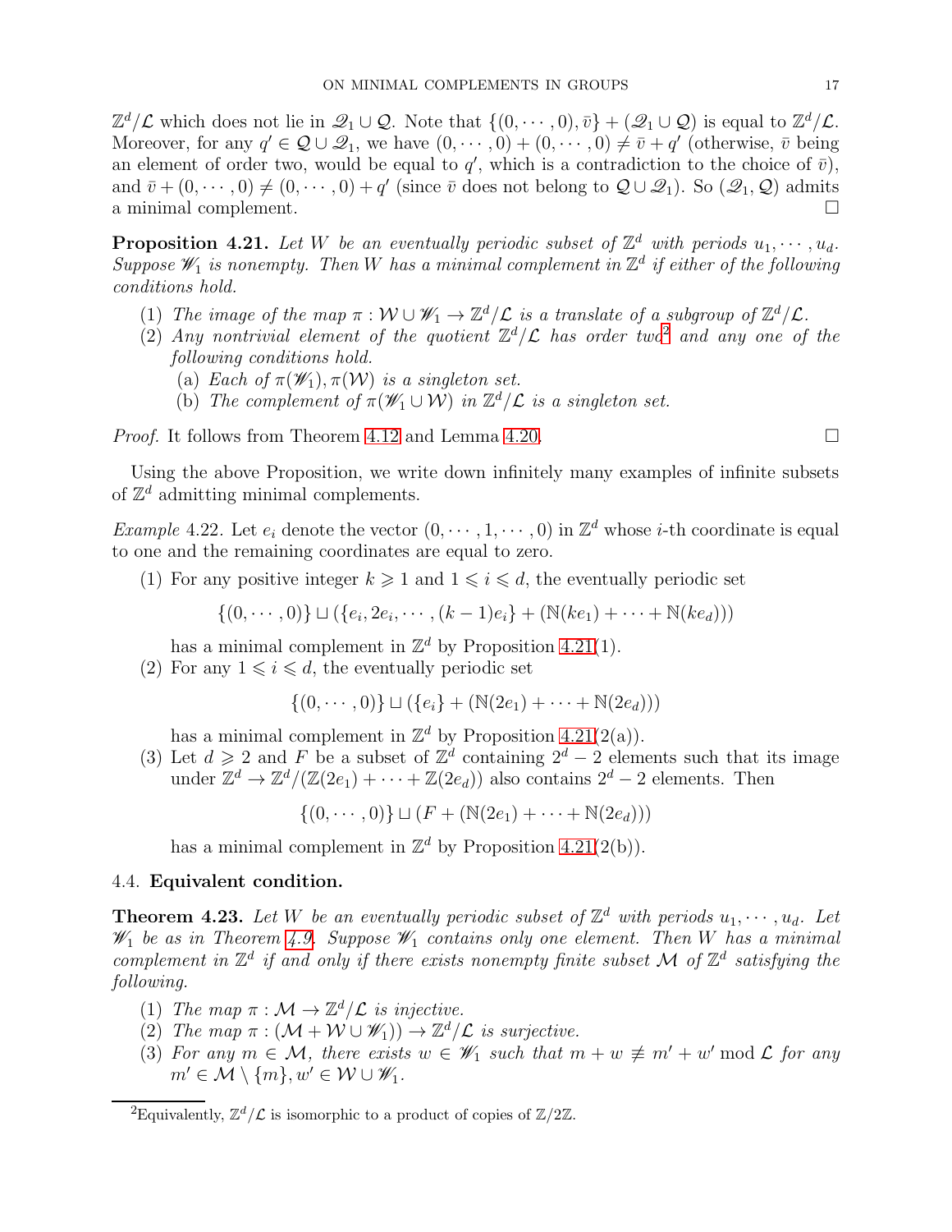$\mathbb{Z}^d/\mathcal{L}$ which does not lie in $\mathscr{Q}_1 \cup \mathcal{Q}$. Note that $\{(0,\cdots,0), \bar{v}\} + (\mathscr{Q}_1 \cup \mathcal{Q})$ is equal to $\mathbb{Z}^d/\mathcal{L}$. Moreover, for any $q' \in \mathcal{Q} \cup \mathscr{Q}_1$, we have $(0,\cdots,0) + (0,\cdots,0) \neq \bar{v} + q'$ (otherwise, $\bar{v}$ being an element of order two, would be equal to $q'$, which is a contradiction to the choice of $\bar{v}$), and $\bar{v} + (0,\cdots,0) \neq (0,\cdots,0) + q'$ (since $\bar{v}$ does not belong to $\mathcal{Q} \cup \mathscr{Q}_1$). So $(\mathscr{Q}_1, \mathcal{Q})$ admits a minimal complement. $\square$

**Proposition 4.21.** *Let $W$ be an eventually periodic subset of $\mathbb{Z}^d$ with periods $u_1, \cdots, u_d$. Suppose $\mathscr{W}_1$ is nonempty. Then $W$ has a minimal complement in $\mathbb{Z}^d$ if either of the following conditions hold.*

1. *The image of the map $\pi : \mathcal{W} \cup \mathscr{W}_1 \to \mathbb{Z}^d/\mathcal{L}$ is a translate of a subgroup of $\mathbb{Z}^d/\mathcal{L}$.*
2. *Any nontrivial element of the quotient $\mathbb{Z}^d/\mathcal{L}$ has order two*[2] *and any one of the following conditions hold.*
   (a) *Each of $\pi(\mathscr{W}_1), \pi(\mathcal{W})$ is a singleton set.*
   (b) *The complement of $\pi(\mathscr{W}_1 \cup \mathcal{W})$ in $\mathbb{Z}^d/\mathcal{L}$ is a singleton set.*

*Proof.* It follows from Theorem 4.12 and Lemma 4.20. $\square$

Using the above Proposition, we write down infinitely many examples of infinite subsets of $\mathbb{Z}^d$ admitting minimal complements.

*Example* 4.22. Let $e_i$ denote the vector $(0,\cdots,1,\cdots,0)$ in $\mathbb{Z}^d$ whose $i$-th coordinate is equal to one and the remaining coordinates are equal to zero.

1. For any positive integer $k \geqslant 1$ and $1 \leqslant i \leqslant d$, the eventually periodic set
$$\{(0,\cdots,0)\} \sqcup (\{e_i, 2e_i, \cdots, (k-1)e_i\} + (\mathbb{N}(ke_1) + \cdots + \mathbb{N}(ke_d)))$$
has a minimal complement in $\mathbb{Z}^d$ by Proposition 4.21(1).
2. For any $1 \leqslant i \leqslant d$, the eventually periodic set
$$\{(0,\cdots,0)\} \sqcup (\{e_i\} + (\mathbb{N}(2e_1) + \cdots + \mathbb{N}(2e_d)))$$
has a minimal complement in $\mathbb{Z}^d$ by Proposition 4.21(2(a)).
3. Let $d \geqslant 2$ and $F$ be a subset of $\mathbb{Z}^d$ containing $2^d - 2$ elements such that its image under $\mathbb{Z}^d \to \mathbb{Z}^d/(\mathbb{Z}(2e_1) + \cdots + \mathbb{Z}(2e_d))$ also contains $2^d - 2$ elements. Then
$$\{(0,\cdots,0)\} \sqcup (F + (\mathbb{N}(2e_1) + \cdots + \mathbb{N}(2e_d)))$$
has a minimal complement in $\mathbb{Z}^d$ by Proposition 4.21(2(b)).

### 4.4. **Equivalent condition.**

**Theorem 4.23.** *Let $W$ be an eventually periodic subset of $\mathbb{Z}^d$ with periods $u_1, \cdots, u_d$. Let $\mathscr{W}_1$ be as in Theorem 4.9. Suppose $\mathscr{W}_1$ contains only one element. Then $W$ has a minimal complement in $\mathbb{Z}^d$ if and only if there exists nonempty finite subset $\mathcal{M}$ of $\mathbb{Z}^d$ satisfying the following.*

1. *The map $\pi : \mathcal{M} \to \mathbb{Z}^d/\mathcal{L}$ is injective.*
2. *The map $\pi : (\mathcal{M} + \mathcal{W} \cup \mathscr{W}_1)) \to \mathbb{Z}^d/\mathcal{L}$ is surjective.*
3. *For any $m \in \mathcal{M}$, there exists $w \in \mathscr{W}_1$ such that $m + w \not\equiv m' + w' \bmod \mathcal{L}$ for any $m' \in \mathcal{M} \setminus \{m\}, w' \in \mathcal{W} \cup \mathscr{W}_1$.*

[2] Equivalently, $\mathbb{Z}^d/\mathcal{L}$ is isomorphic to a product of copies of $\mathbb{Z}/2\mathbb{Z}$.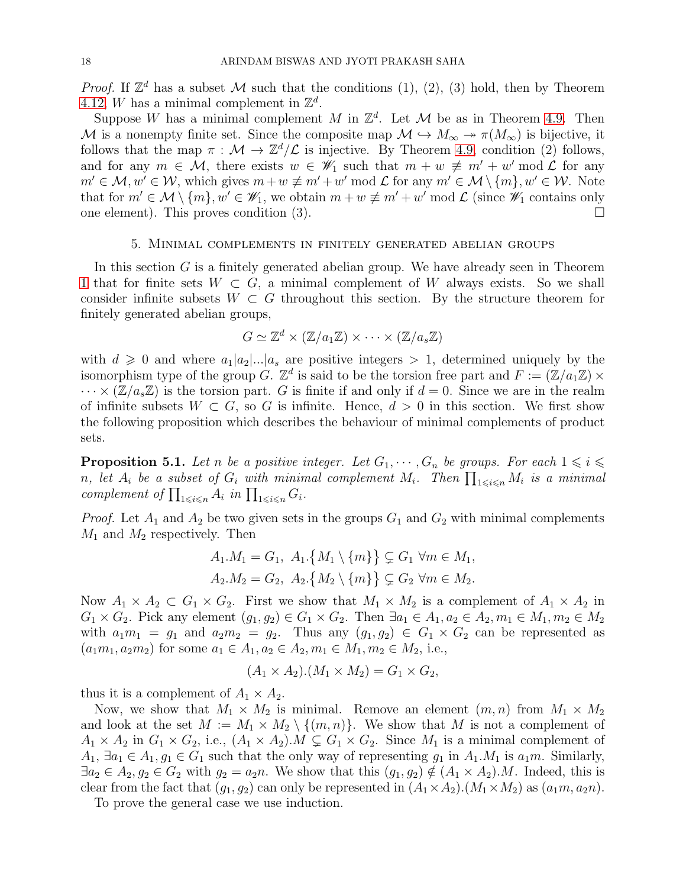*Proof.* If $\mathbb{Z}^d$ has a subset $\mathcal{M}$ such that the conditions (1), (2), (3) hold, then by Theorem 4.12, $W$ has a minimal complement in $\mathbb{Z}^d$.

Suppose $W$ has a minimal complement $M$ in $\mathbb{Z}^d$. Let $\mathcal{M}$ be as in Theorem 4.9. Then $\mathcal{M}$ is a nonempty finite set. Since the composite map $\mathcal{M} \hookrightarrow M_\infty \twoheadrightarrow \pi(M_\infty)$ is bijective, it follows that the map $\pi : \mathcal{M} \to \mathbb{Z}^d/\mathcal{L}$ is injective. By Theorem 4.9, condition (2) follows, and for any $m \in \mathcal{M}$, there exists $w \in \mathscr{W}_1$ such that $m + w \not\equiv m' + w' \bmod \mathcal{L}$ for any $m' \in \mathcal{M}, w' \in \mathcal{W}$, which gives $m + w \not\equiv m' + w' \bmod \mathcal{L}$ for any $m' \in \mathcal{M} \setminus \{m\}, w' \in \mathcal{W}$. Note that for $m' \in \mathcal{M} \setminus \{m\}, w' \in \mathscr{W}_1$, we obtain $m + w \not\equiv m' + w' \bmod \mathcal{L}$ (since $\mathscr{W}_1$ contains only one element). This proves condition (3). $\square$

## 5. Minimal complements in finitely generated abelian groups

In this section $G$ is a finitely generated abelian group. We have already seen in Theorem 1 that for finite sets $W \subset G$, a minimal complement of $W$ always exists. So we shall consider infinite subsets $W \subset G$ throughout this section. By the structure theorem for finitely generated abelian groups,

$$G \simeq \mathbb{Z}^d \times (\mathbb{Z}/a_1\mathbb{Z}) \times \cdots \times (\mathbb{Z}/a_s\mathbb{Z})$$

with $d \geqslant 0$ and where $a_1|a_2|...|a_s$ are positive integers $> 1$, determined uniquely by the isomorphism type of the group $G$. $\mathbb{Z}^d$ is said to be the torsion free part and $F := (\mathbb{Z}/a_1\mathbb{Z}) \times \cdots \times (\mathbb{Z}/a_s\mathbb{Z})$ is the torsion part. $G$ is finite if and only if $d = 0$. Since we are in the realm of infinite subsets $W \subset G$, so $G$ is infinite. Hence, $d > 0$ in this section. We first show the following proposition which describes the behaviour of minimal complements of product sets.

**Proposition 5.1.** *Let $n$ be a positive integer. Let $G_1, \cdots, G_n$ be groups. For each $1 \leqslant i \leqslant n$, let $A_i$ be a subset of $G_i$ with minimal complement $M_i$. Then $\prod_{1 \leqslant i \leqslant n} M_i$ is a minimal complement of $\prod_{1 \leqslant i \leqslant n} A_i$ in $\prod_{1 \leqslant i \leqslant n} G_i$.*

*Proof.* Let $A_1$ and $A_2$ be two given sets in the groups $G_1$ and $G_2$ with minimal complements $M_1$ and $M_2$ respectively. Then

$$A_1.M_1 = G_1,\ A_1.\{M_1 \setminus \{m\}\} \subsetneq G_1\ \forall m \in M_1,$$
$$A_2.M_2 = G_2,\ A_2.\{M_2 \setminus \{m\}\} \subsetneq G_2\ \forall m \in M_2.$$

Now $A_1 \times A_2 \subset G_1 \times G_2$. First we show that $M_1 \times M_2$ is a complement of $A_1 \times A_2$ in $G_1 \times G_2$. Pick any element $(g_1, g_2) \in G_1 \times G_2$. Then $\exists a_1 \in A_1, a_2 \in A_2, m_1 \in M_1, m_2 \in M_2$ with $a_1 m_1 = g_1$ and $a_2 m_2 = g_2$. Thus any $(g_1, g_2) \in G_1 \times G_2$ can be represented as $(a_1 m_1, a_2 m_2)$ for some $a_1 \in A_1, a_2 \in A_2, m_1 \in M_1, m_2 \in M_2$, i.e.,

$$(A_1 \times A_2).(M_1 \times M_2) = G_1 \times G_2,$$

thus it is a complement of $A_1 \times A_2$.

Now, we show that $M_1 \times M_2$ is minimal. Remove an element $(m, n)$ from $M_1 \times M_2$ and look at the set $M := M_1 \times M_2 \setminus \{(m, n)\}$. We show that $M$ is not a complement of $A_1 \times A_2$ in $G_1 \times G_2$, i.e., $(A_1 \times A_2).M \subsetneq G_1 \times G_2$. Since $M_1$ is a minimal complement of $A_1$, $\exists a_1 \in A_1, g_1 \in G_1$ such that the only way of representing $g_1$ in $A_1.M_1$ is $a_1 m$. Similarly, $\exists a_2 \in A_2, g_2 \in G_2$ with $g_2 = a_2 n$. We show that this $(g_1, g_2) \notin (A_1 \times A_2).M$. Indeed, this is clear from the fact that $(g_1, g_2)$ can only be represented in $(A_1 \times A_2).(M_1 \times M_2)$ as $(a_1 m, a_2 n)$.

To prove the general case we use induction.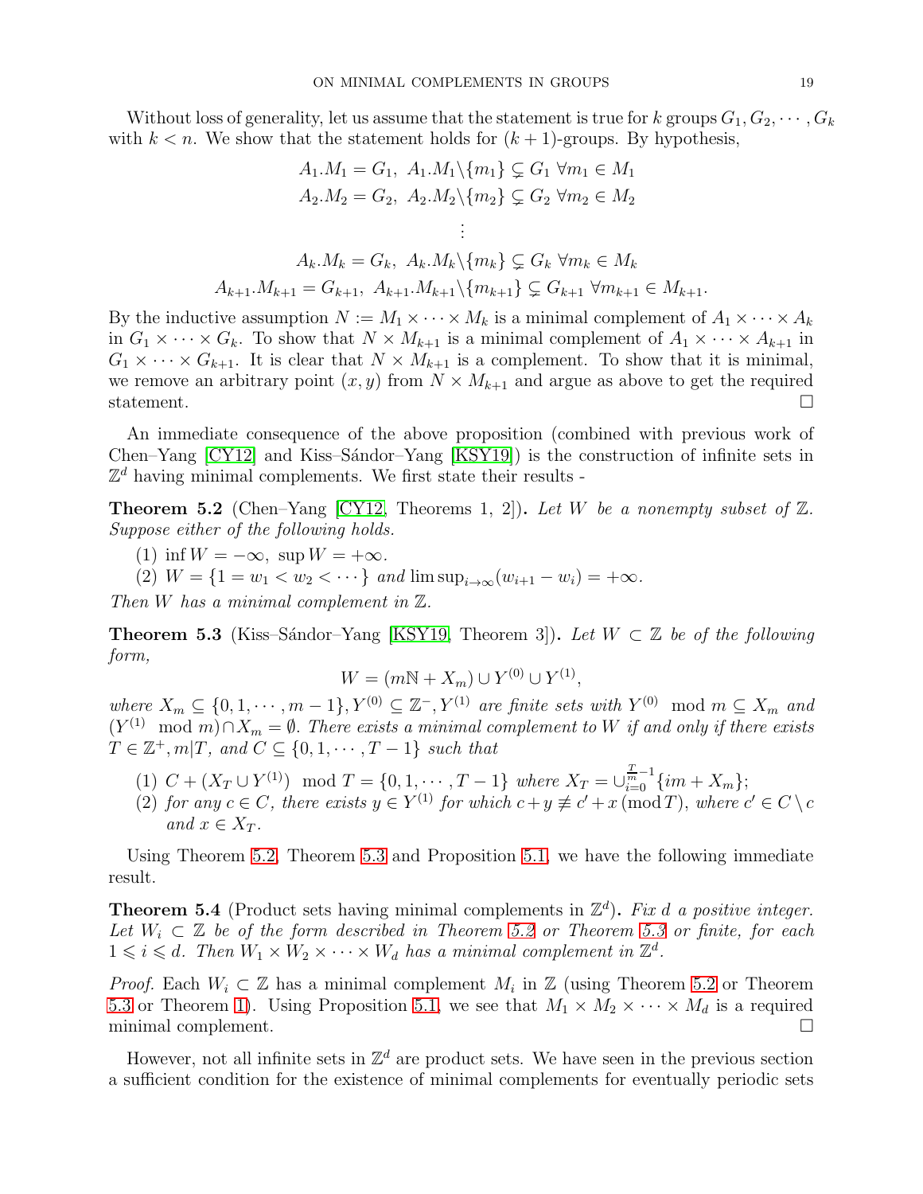Without loss of generality, let us assume that the statement is true for $k$ groups $G_1, G_2, \cdots, G_k$ with $k < n$. We show that the statement holds for $(k+1)$-groups. By hypothesis,

$$A_1.M_1 = G_1,\ A_1.M_1 \backslash \{m_1\} \subsetneq G_1\ \forall m_1 \in M_1$$
$$A_2.M_2 = G_2,\ A_2.M_2 \backslash \{m_2\} \subsetneq G_2\ \forall m_2 \in M_2$$
$$\vdots$$
$$A_k.M_k = G_k,\ A_k.M_k \backslash \{m_k\} \subsetneq G_k\ \forall m_k \in M_k$$
$$A_{k+1}.M_{k+1} = G_{k+1},\ A_{k+1}.M_{k+1} \backslash \{m_{k+1}\} \subsetneq G_{k+1}\ \forall m_{k+1} \in M_{k+1}.$$

By the inductive assumption $N := M_1 \times \cdots \times M_k$ is a minimal complement of $A_1 \times \cdots \times A_k$ in $G_1 \times \cdots \times G_k$. To show that $N \times M_{k+1}$ is a minimal complement of $A_1 \times \cdots \times A_{k+1}$ in $G_1 \times \cdots \times G_{k+1}$. It is clear that $N \times M_{k+1}$ is a complement. To show that it is minimal, we remove an arbitrary point $(x, y)$ from $N \times M_{k+1}$ and argue as above to get the required statement. □

An immediate consequence of the above proposition (combined with previous work of Chen–Yang [CY12] and Kiss–Sándor–Yang [KSY19]) is the construction of infinite sets in $\mathbb{Z}^d$ having minimal complements. We first state their results -

**Theorem 5.2** (Chen–Yang [CY12, Theorems 1, 2])**.** *Let $W$ be a nonempty subset of $\mathbb{Z}$. Suppose either of the following holds.*

1. $\inf W = -\infty,\ \sup W = +\infty.$
2. $W = \{1 = w_1 < w_2 < \cdots\}$ *and* $\limsup_{i \to \infty}(w_{i+1} - w_i) = +\infty$.

*Then $W$ has a minimal complement in $\mathbb{Z}$.*

**Theorem 5.3** (Kiss–Sándor–Yang [KSY19, Theorem 3])**.** *Let $W \subset \mathbb{Z}$ be of the following form,*

$$W = (m\mathbb{N} + X_m) \cup Y^{(0)} \cup Y^{(1)},$$

*where $X_m \subseteq \{0, 1, \cdots, m-1\}, Y^{(0)} \subseteq \mathbb{Z}^-, Y^{(1)}$ are finite sets with $Y^{(0)} \mod m \subseteq X_m$ and $(Y^{(1)} \mod m) \cap X_m = \emptyset$. There exists a minimal complement to $W$ if and only if there exists $T \in \mathbb{Z}^+, m | T$, and $C \subseteq \{0, 1, \cdots, T-1\}$ such that*

1. $C + (X_T \cup Y^{(1)}) \mod T = \{0, 1, \cdots, T-1\}$ *where* $X_T = \cup_{i=0}^{\frac{T}{m}-1}\{im + X_m\}$;
2. *for any $c \in C$, there exists $y \in Y^{(1)}$ for which $c + y \not\equiv c' + x \,(\mathrm{mod}\, T)$, where $c' \in C \setminus c$ and $x \in X_T$.*

Using Theorem 5.2, Theorem 5.3 and Proposition 5.1, we have the following immediate result.

**Theorem 5.4** (Product sets having minimal complements in $\mathbb{Z}^d$)**.** *Fix $d$ a positive integer. Let $W_i \subset \mathbb{Z}$ be of the form described in Theorem 5.2 or Theorem 5.3 or finite, for each $1 \leqslant i \leqslant d$. Then $W_1 \times W_2 \times \cdots \times W_d$ has a minimal complement in $\mathbb{Z}^d$.*

*Proof.* Each $W_i \subset \mathbb{Z}$ has a minimal complement $M_i$ in $\mathbb{Z}$ (using Theorem 5.2 or Theorem 5.3 or Theorem 1). Using Proposition 5.1, we see that $M_1 \times M_2 \times \cdots \times M_d$ is a required minimal complement. □

However, not all infinite sets in $\mathbb{Z}^d$ are product sets. We have seen in the previous section a sufficient condition for the existence of minimal complements for eventually periodic sets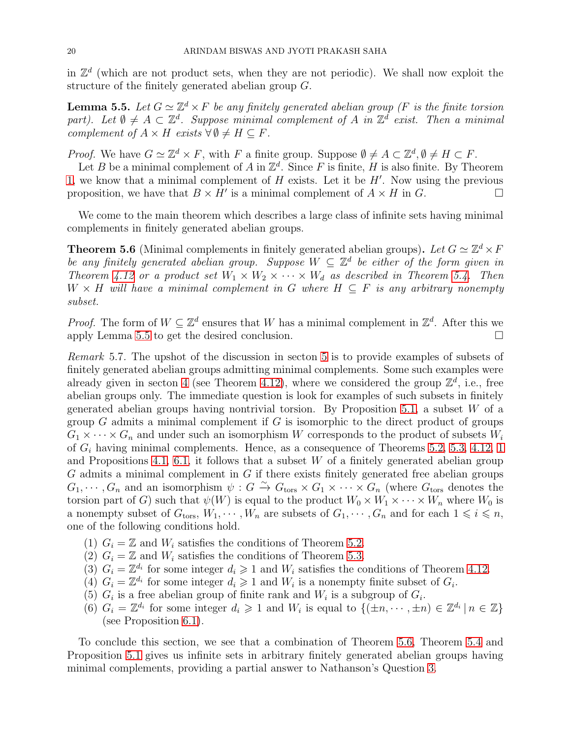in $\mathbb{Z}^d$ (which are not product sets, when they are not periodic). We shall now exploit the structure of the finitely generated abelian group $G$.

**Lemma 5.5.** *Let $G \simeq \mathbb{Z}^d \times F$ be any finitely generated abelian group ($F$ is the finite torsion part). Let $\emptyset \neq A \subset \mathbb{Z}^d$. Suppose minimal complement of $A$ in $\mathbb{Z}^d$ exist. Then a minimal complement of $A \times H$ exists $\forall \emptyset \neq H \subseteq F$.*

*Proof.* We have $G \simeq \mathbb{Z}^d \times F$, with $F$ a finite group. Suppose $\emptyset \neq A \subset \mathbb{Z}^d, \emptyset \neq H \subset F$.

Let $B$ be a minimal complement of $A$ in $\mathbb{Z}^d$. Since $F$ is finite, $H$ is also finite. By Theorem 1, we know that a minimal complement of $H$ exists. Let it be $H'$. Now using the previous proposition, we have that $B \times H'$ is a minimal complement of $A \times H$ in $G$. □

We come to the main theorem which describes a large class of infinite sets having minimal complements in finitely generated abelian groups.

**Theorem 5.6** (Minimal complements in finitely generated abelian groups)**.** *Let $G \simeq \mathbb{Z}^d \times F$ be any finitely generated abelian group. Suppose $W \subseteq \mathbb{Z}^d$ be either of the form given in Theorem 4.12 or a product set $W_1 \times W_2 \times \cdots \times W_d$ as described in Theorem 5.4. Then $W \times H$ will have a minimal complement in $G$ where $H \subseteq F$ is any arbitrary nonempty subset.*

*Proof.* The form of $W \subseteq \mathbb{Z}^d$ ensures that $W$ has a minimal complement in $\mathbb{Z}^d$. After this we apply Lemma 5.5 to get the desired conclusion. □

*Remark* 5.7. The upshot of the discussion in secton 5 is to provide examples of subsets of finitely generated abelian groups admitting minimal complements. Some such examples were already given in secton 4 (see Theorem 4.12), where we considered the group $\mathbb{Z}^d$, i.e., free abelian groups only. The immediate question is look for examples of such subsets in finitely generated abelian groups having nontrivial torsion. By Proposition 5.1, a subset $W$ of a group $G$ admits a minimal complement if $G$ is isomorphic to the direct product of groups $G_1 \times \cdots \times G_n$ and under such an isomorphism $W$ corresponds to the product of subsets $W_i$ of $G_i$ having minimal complements. Hence, as a consequence of Theorems 5.2, 5.3, 4.12, 1 and Propositions 4.1, 6.1, it follows that a subset $W$ of a finitely generated abelian group $G$ admits a minimal complement in $G$ if there exists finitely generated free abelian groups $G_1, \cdots, G_n$ and an isomorphism $\psi : G \xrightarrow{\sim} G_{\text{tors}} \times G_1 \times \cdots \times G_n$ (where $G_{\text{tors}}$ denotes the torsion part of $G$) such that $\psi(W)$ is equal to the product $W_0 \times W_1 \times \cdots \times W_n$ where $W_0$ is a nonempty subset of $G_{\text{tors}}$, $W_1, \cdots, W_n$ are subsets of $G_1, \cdots, G_n$ and for each $1 \leqslant i \leqslant n$, one of the following conditions hold.

1. $G_i = \mathbb{Z}$ and $W_i$ satisfies the conditions of Theorem 5.2.
2. $G_i = \mathbb{Z}$ and $W_i$ satisfies the conditions of Theorem 5.3.
3. $G_i = \mathbb{Z}^{d_i}$ for some integer $d_i \geqslant 1$ and $W_i$ satisfies the conditions of Theorem 4.12.
4. $G_i = \mathbb{Z}^{d_i}$ for some integer $d_i \geqslant 1$ and $W_i$ is a nonempty finite subset of $G_i$.
5. $G_i$ is a free abelian group of finite rank and $W_i$ is a subgroup of $G_i$.
6. $G_i = \mathbb{Z}^{d_i}$ for some integer $d_i \geqslant 1$ and $W_i$ is equal to $\{(\pm n, \cdots, \pm n) \in \mathbb{Z}^{d_i} \mid n \in \mathbb{Z}\}$ (see Proposition 6.1).

To conclude this section, we see that a combination of Theorem 5.6, Theorem 5.4 and Proposition 5.1 gives us infinite sets in arbitrary finitely generated abelian groups having minimal complements, providing a partial answer to Nathanson's Question 3.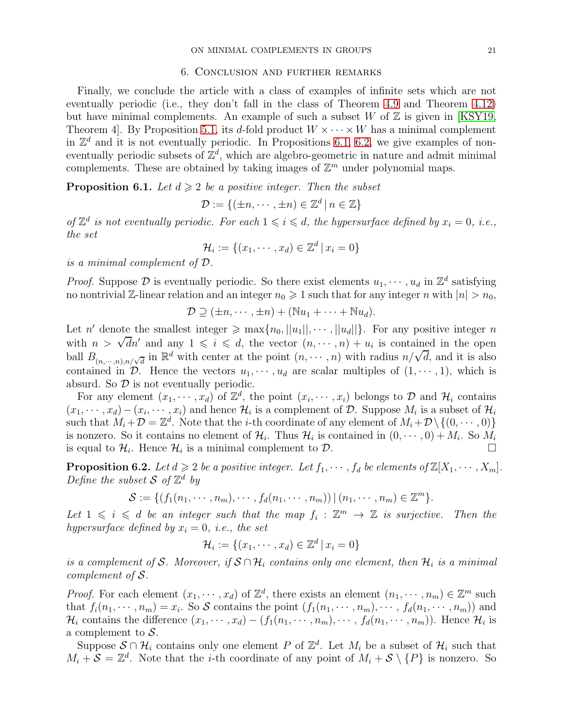## 6. Conclusion and further remarks

Finally, we conclude the article with a class of examples of infinite sets which are not eventually periodic (i.e., they don't fall in the class of Theorem 4.9 and Theorem 4.12) but have minimal complements. An example of such a subset $W$ of $\mathbb{Z}$ is given in [KSY19, Theorem 4]. By Proposition 5.1, its $d$-fold product $W \times \cdots \times W$ has a minimal complement in $\mathbb{Z}^d$ and it is not eventually periodic. In Propositions 6.1, 6.2, we give examples of non-eventually periodic subsets of $\mathbb{Z}^d$, which are algebro-geometric in nature and admit minimal complements. These are obtained by taking images of $\mathbb{Z}^m$ under polynomial maps.

**Proposition 6.1.** *Let $d \geqslant 2$ be a positive integer. Then the subset*

$$\mathcal{D} := \{(\pm n, \cdots, \pm n) \in \mathbb{Z}^d \,|\, n \in \mathbb{Z}\}$$

*of $\mathbb{Z}^d$ is not eventually periodic. For each $1 \leqslant i \leqslant d$, the hypersurface defined by $x_i = 0$, i.e., the set*

$$\mathcal{H}_i := \{(x_1, \cdots, x_d) \in \mathbb{Z}^d \,|\, x_i = 0\}$$

*is a minimal complement of $\mathcal{D}$.*

*Proof.* Suppose $\mathcal{D}$ is eventually periodic. So there exist elements $u_1, \cdots, u_d$ in $\mathbb{Z}^d$ satisfying no nontrivial $\mathbb{Z}$-linear relation and an integer $n_0 \geqslant 1$ such that for any integer $n$ with $|n| > n_0$,

$$\mathcal{D} \supseteq (\pm n, \cdots, \pm n) + (\mathbb{N}u_1 + \cdots + \mathbb{N}u_d).$$

Let $n'$ denote the smallest integer $\geqslant \max\{n_0, ||u_1||, \cdots, ||u_d||\}$. For any positive integer $n$ with $n > \sqrt{d}n'$ and any $1 \leqslant i \leqslant d$, the vector $(n, \cdots, n) + u_i$ is contained in the open ball $B_{(n,\cdots,n),n/\sqrt{d}}$ in $\mathbb{R}^d$ with center at the point $(n, \cdots, n)$ with radius $n/\sqrt{d}$, and it is also contained in $\mathcal{D}$. Hence the vectors $u_1, \cdots, u_d$ are scalar multiples of $(1, \cdots, 1)$, which is absurd. So $\mathcal{D}$ is not eventually periodic.

For any element $(x_1, \cdots, x_d)$ of $\mathbb{Z}^d$, the point $(x_i, \cdots, x_i)$ belongs to $\mathcal{D}$ and $\mathcal{H}_i$ contains $(x_1, \cdots, x_d) - (x_i, \cdots, x_i)$ and hence $\mathcal{H}_i$ is a complement of $\mathcal{D}$. Suppose $M_i$ is a subset of $\mathcal{H}_i$ such that $M_i + \mathcal{D} = \mathbb{Z}^d$. Note that the $i$-th coordinate of any element of $M_i + \mathcal{D} \setminus \{(0, \cdots, 0)\}$ is nonzero. So it contains no element of $\mathcal{H}_i$. Thus $\mathcal{H}_i$ is contained in $(0, \cdots, 0) + M_i$. So $M_i$ is equal to $\mathcal{H}_i$. Hence $\mathcal{H}_i$ is a minimal complement to $\mathcal{D}$. □

**Proposition 6.2.** *Let $d \geqslant 2$ be a positive integer. Let $f_1, \cdots, f_d$ be elements of $\mathbb{Z}[X_1, \cdots, X_m]$. Define the subset $\mathcal{S}$ of $\mathbb{Z}^d$ by*

$$\mathcal{S} := \{(f_1(n_1, \cdots, n_m), \cdots, f_d(n_1, \cdots, n_m)) \,|\, (n_1, \cdots, n_m) \in \mathbb{Z}^m\}.$$

*Let $1 \leqslant i \leqslant d$ be an integer such that the map $f_i : \mathbb{Z}^m \to \mathbb{Z}$ is surjective. Then the hypersurface defined by $x_i = 0$, i.e., the set*

$$\mathcal{H}_i := \{(x_1, \cdots, x_d) \in \mathbb{Z}^d \,|\, x_i = 0\}$$

*is a complement of $\mathcal{S}$. Moreover, if $\mathcal{S} \cap \mathcal{H}_i$ contains only one element, then $\mathcal{H}_i$ is a minimal complement of $\mathcal{S}$.*

*Proof.* For each element $(x_1, \cdots, x_d)$ of $\mathbb{Z}^d$, there exists an element $(n_1, \cdots, n_m) \in \mathbb{Z}^m$ such that $f_i(n_1, \cdots, n_m) = x_i$. So $\mathcal{S}$ contains the point $(f_1(n_1, \cdots, n_m), \cdots, f_d(n_1, \cdots, n_m))$ and $\mathcal{H}_i$ contains the difference $(x_1, \cdots, x_d) - (f_1(n_1, \cdots, n_m), \cdots, f_d(n_1, \cdots, n_m))$. Hence $\mathcal{H}_i$ is a complement to $\mathcal{S}$.

Suppose $\mathcal{S} \cap \mathcal{H}_i$ contains only one element $P$ of $\mathbb{Z}^d$. Let $M_i$ be a subset of $\mathcal{H}_i$ such that $M_i + \mathcal{S} = \mathbb{Z}^d$. Note that the $i$-th coordinate of any point of $M_i + \mathcal{S} \setminus \{P\}$ is nonzero. So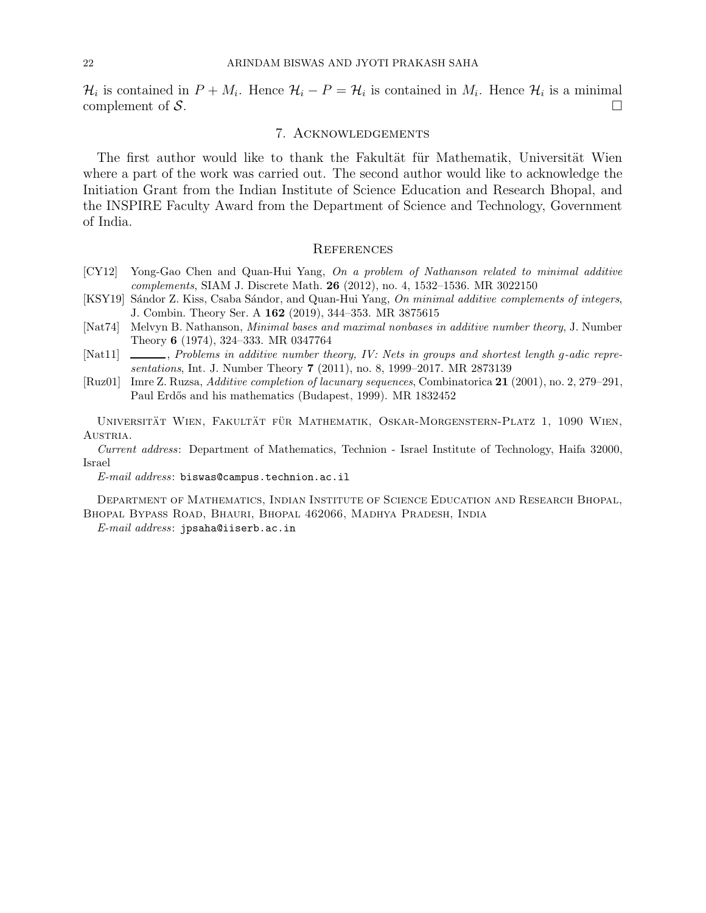$\mathcal{H}_i$ is contained in $P + M_i$. Hence $\mathcal{H}_i - P = \mathcal{H}_i$ is contained in $M_i$. Hence $\mathcal{H}_i$ is a minimal complement of $\mathcal{S}$. □

## 7. Acknowledgements

The first author would like to thank the Fakultät für Mathematik, Universität Wien where a part of the work was carried out. The second author would like to acknowledge the Initiation Grant from the Indian Institute of Science Education and Research Bhopal, and the INSPIRE Faculty Award from the Department of Science and Technology, Government of India.

## References

[CY12] Yong-Gao Chen and Quan-Hui Yang, *On a problem of Nathanson related to minimal additive complements*, SIAM J. Discrete Math. **26** (2012), no. 4, 1532–1536. MR 3022150

[KSY19] Sándor Z. Kiss, Csaba Sándor, and Quan-Hui Yang, *On minimal additive complements of integers*, J. Combin. Theory Ser. A **162** (2019), 344–353. MR 3875615

[Nat74] Melvyn B. Nathanson, *Minimal bases and maximal nonbases in additive number theory*, J. Number Theory **6** (1974), 324–333. MR 0347764

[Nat11] ———, *Problems in additive number theory, IV: Nets in groups and shortest length g-adic representations*, Int. J. Number Theory **7** (2011), no. 8, 1999–2017. MR 2873139

[Ruz01] Imre Z. Ruzsa, *Additive completion of lacunary sequences*, Combinatorica **21** (2001), no. 2, 279–291, Paul Erdős and his mathematics (Budapest, 1999). MR 1832452

Universität Wien, Fakultät für Mathematik, Oskar-Morgenstern-Platz 1, 1090 Wien, Austria.

*Current address*: Department of Mathematics, Technion - Israel Institute of Technology, Haifa 32000, Israel

*E-mail address*: biswas@campus.technion.ac.il

Department of Mathematics, Indian Institute of Science Education and Research Bhopal, Bhopal Bypass Road, Bhauri, Bhopal 462066, Madhya Pradesh, India

*E-mail address*: jpsaha@iiserb.ac.in